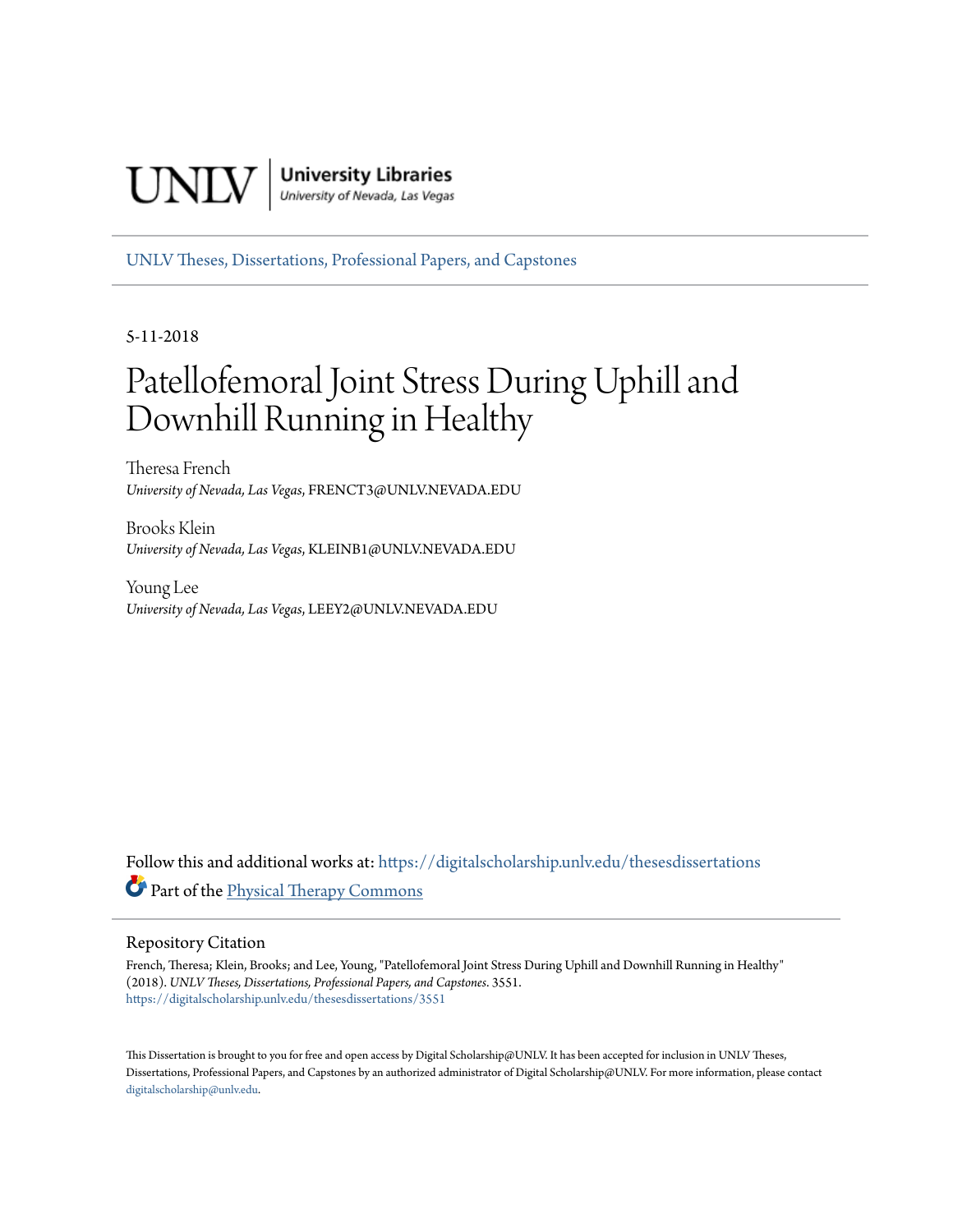UNLV | University Libraries
University of Nevada, Las Vegas

UNLV Theses, Dissertations, Professional Papers, and Capstones

5-11-2018

# Patellofemoral Joint Stress During Uphill and Downhill Running in Healthy

Theresa French
*University of Nevada, Las Vegas*, FRENCT3@UNLV.NEVADA.EDU

Brooks Klein
*University of Nevada, Las Vegas*, KLEINB1@UNLV.NEVADA.EDU

Young Lee
*University of Nevada, Las Vegas*, LEEY2@UNLV.NEVADA.EDU

Follow this and additional works at: https://digitalscholarship.unlv.edu/thesesdissertations

Part of the Physical Therapy Commons

## Repository Citation

French, Theresa; Klein, Brooks; and Lee, Young, "Patellofemoral Joint Stress During Uphill and Downhill Running in Healthy" (2018). *UNLV Theses, Dissertations, Professional Papers, and Capstones*. 3551.
https://digitalscholarship.unlv.edu/thesesdissertations/3551

This Dissertation is brought to you for free and open access by Digital Scholarship@UNLV. It has been accepted for inclusion in UNLV Theses, Dissertations, Professional Papers, and Capstones by an authorized administrator of Digital Scholarship@UNLV. For more information, please contact digitalscholarship@unlv.edu.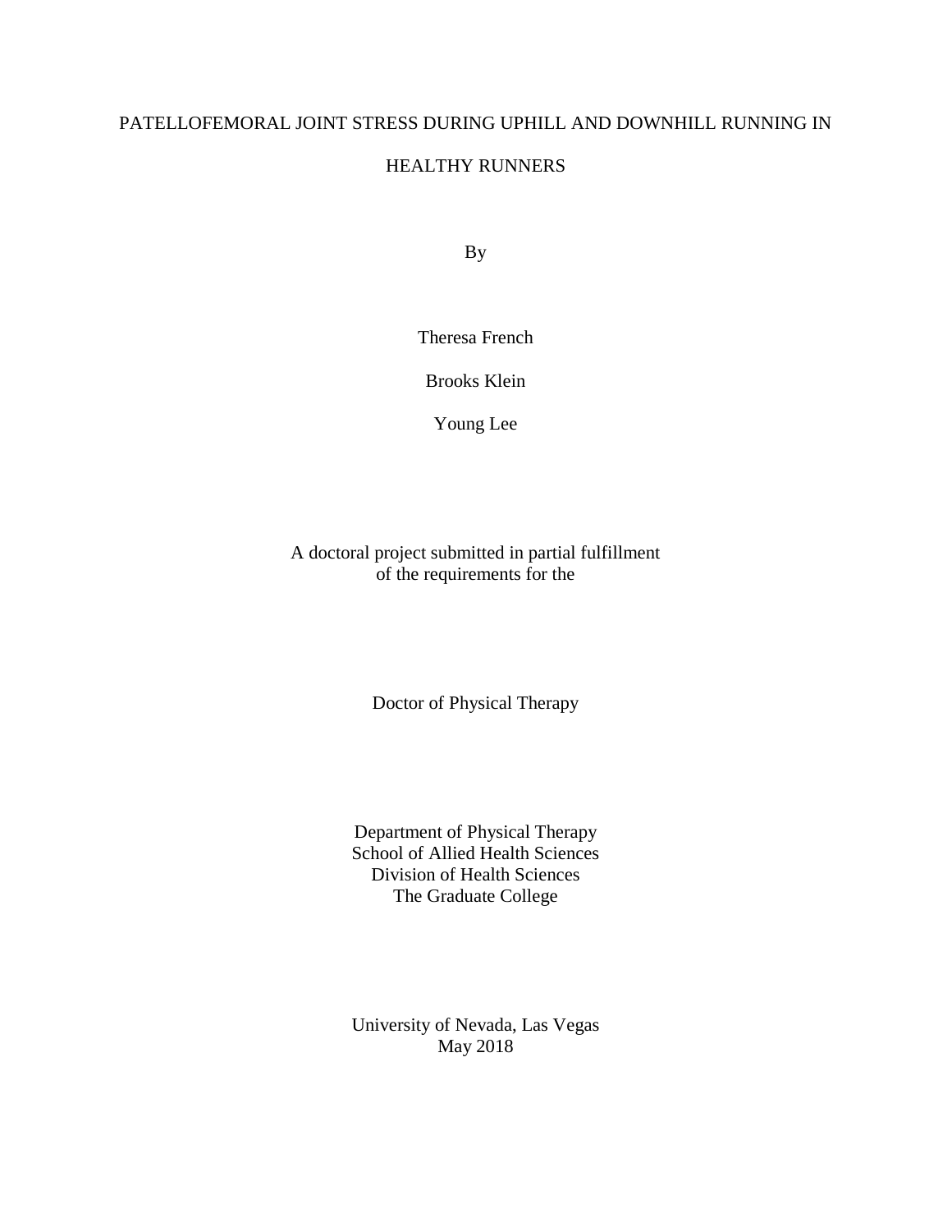# PATELLOFEMORAL JOINT STRESS DURING UPHILL AND DOWNHILL RUNNING IN HEALTHY RUNNERS

By

Theresa French

Brooks Klein

Young Lee

A doctoral project submitted in partial fulfillment
of the requirements for the

Doctor of Physical Therapy

Department of Physical Therapy
School of Allied Health Sciences
Division of Health Sciences
The Graduate College

University of Nevada, Las Vegas
May 2018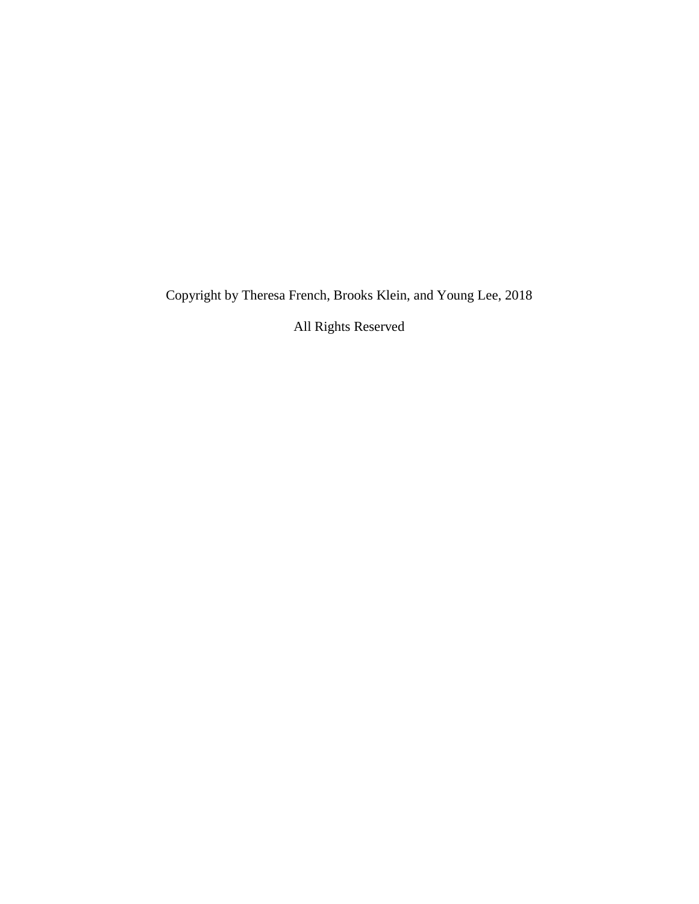Copyright by Theresa French, Brooks Klein, and Young Lee, 2018

All Rights Reserved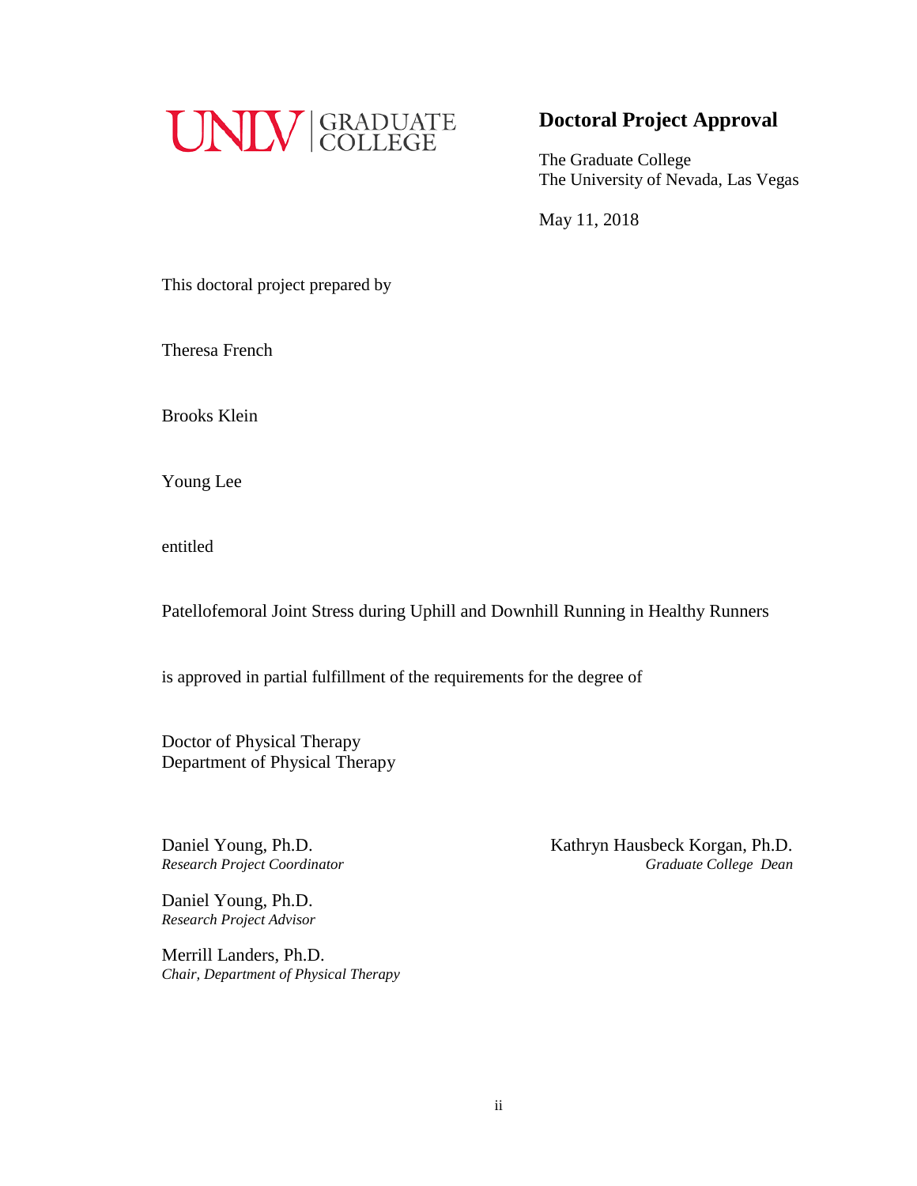UNLV | GRADUATE COLLEGE

## Doctoral Project Approval

The Graduate College
The University of Nevada, Las Vegas

May 11, 2018

This doctoral project prepared by

Theresa French

Brooks Klein

Young Lee

entitled

Patellofemoral Joint Stress during Uphill and Downhill Running in Healthy Runners

is approved in partial fulfillment of the requirements for the degree of

Doctor of Physical Therapy
Department of Physical Therapy

Daniel Young, Ph.D.
*Research Project Coordinator*

Daniel Young, Ph.D.
*Research Project Advisor*

Merrill Landers, Ph.D.
*Chair, Department of Physical Therapy*

Kathryn Hausbeck Korgan, Ph.D.
*Graduate College Dean*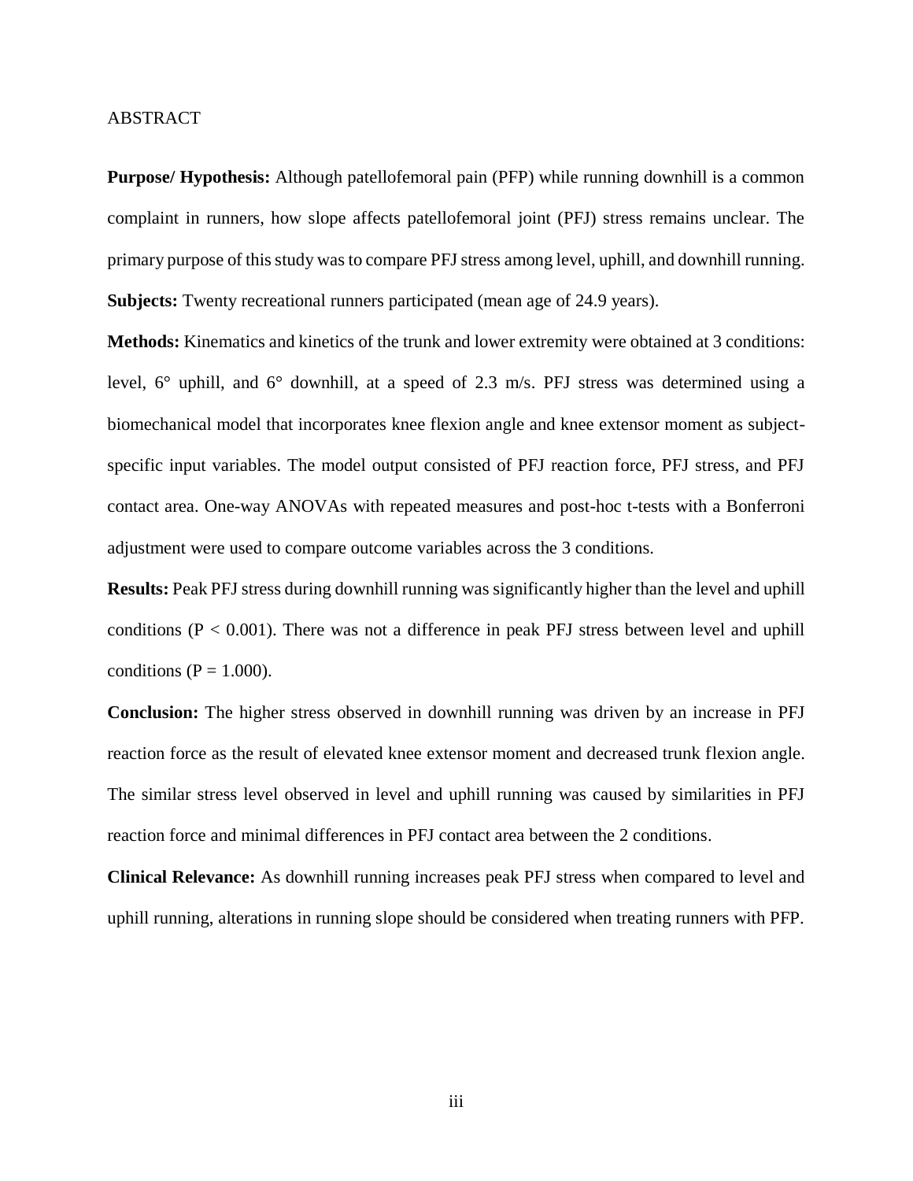# ABSTRACT

**Purpose/ Hypothesis:** Although patellofemoral pain (PFP) while running downhill is a common complaint in runners, how slope affects patellofemoral joint (PFJ) stress remains unclear. The primary purpose of this study was to compare PFJ stress among level, uphill, and downhill running.

**Subjects:** Twenty recreational runners participated (mean age of 24.9 years).

**Methods:** Kinematics and kinetics of the trunk and lower extremity were obtained at 3 conditions: level, 6° uphill, and 6° downhill, at a speed of 2.3 m/s. PFJ stress was determined using a biomechanical model that incorporates knee flexion angle and knee extensor moment as subject-specific input variables. The model output consisted of PFJ reaction force, PFJ stress, and PFJ contact area. One-way ANOVAs with repeated measures and post-hoc t-tests with a Bonferroni adjustment were used to compare outcome variables across the 3 conditions.

**Results:** Peak PFJ stress during downhill running was significantly higher than the level and uphill conditions ($P < 0.001$). There was not a difference in peak PFJ stress between level and uphill conditions ($P = 1.000$).

**Conclusion:** The higher stress observed in downhill running was driven by an increase in PFJ reaction force as the result of elevated knee extensor moment and decreased trunk flexion angle. The similar stress level observed in level and uphill running was caused by similarities in PFJ reaction force and minimal differences in PFJ contact area between the 2 conditions.

**Clinical Relevance:** As downhill running increases peak PFJ stress when compared to level and uphill running, alterations in running slope should be considered when treating runners with PFP.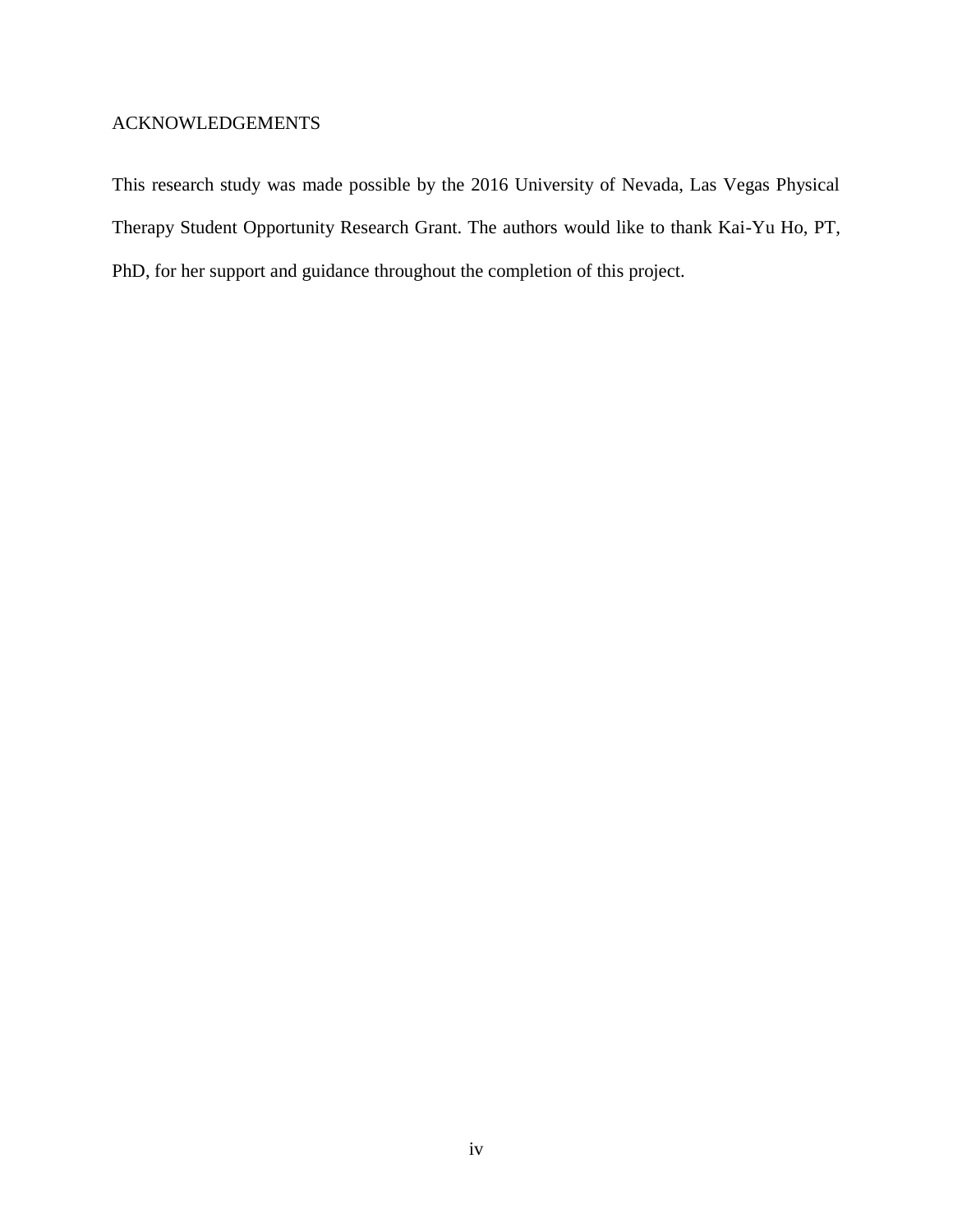# ACKNOWLEDGEMENTS

This research study was made possible by the 2016 University of Nevada, Las Vegas Physical Therapy Student Opportunity Research Grant. The authors would like to thank Kai-Yu Ho, PT, PhD, for her support and guidance throughout the completion of this project.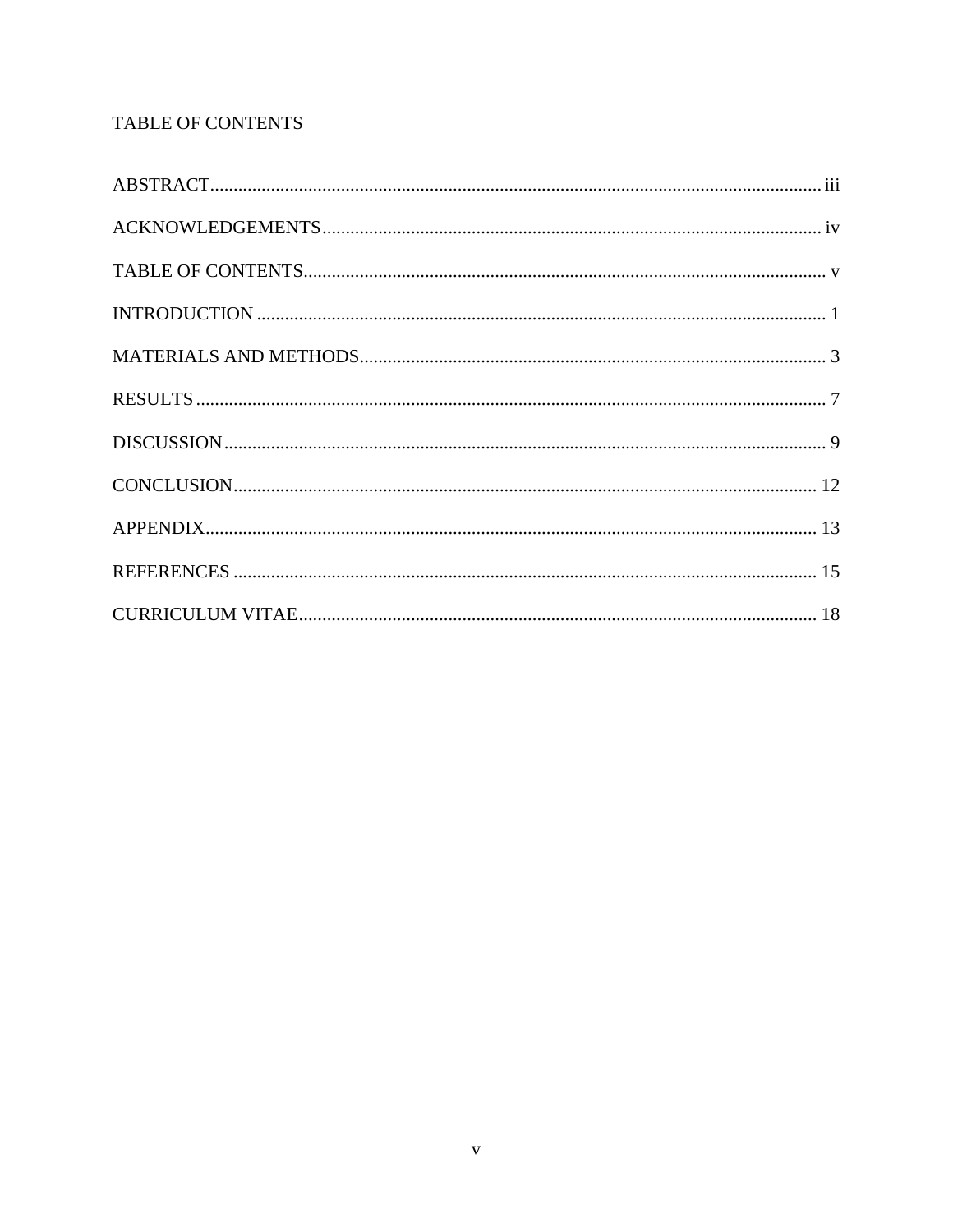# TABLE OF CONTENTS

ABSTRACT.................................................................................................................... iii

ACKNOWLEDGEMENTS.......................................................................................... iv

TABLE OF CONTENTS............................................................................................... v

INTRODUCTION .......................................................................................................... 1

MATERIALS AND METHODS.................................................................................... 3

RESULTS ........................................................................................................................ 7

DISCUSSION.................................................................................................................. 9

CONCLUSION............................................................................................................. 12

APPENDIX.................................................................................................................... 13

REFERENCES .............................................................................................................. 15

CURRICULUM VITAE................................................................................................ 18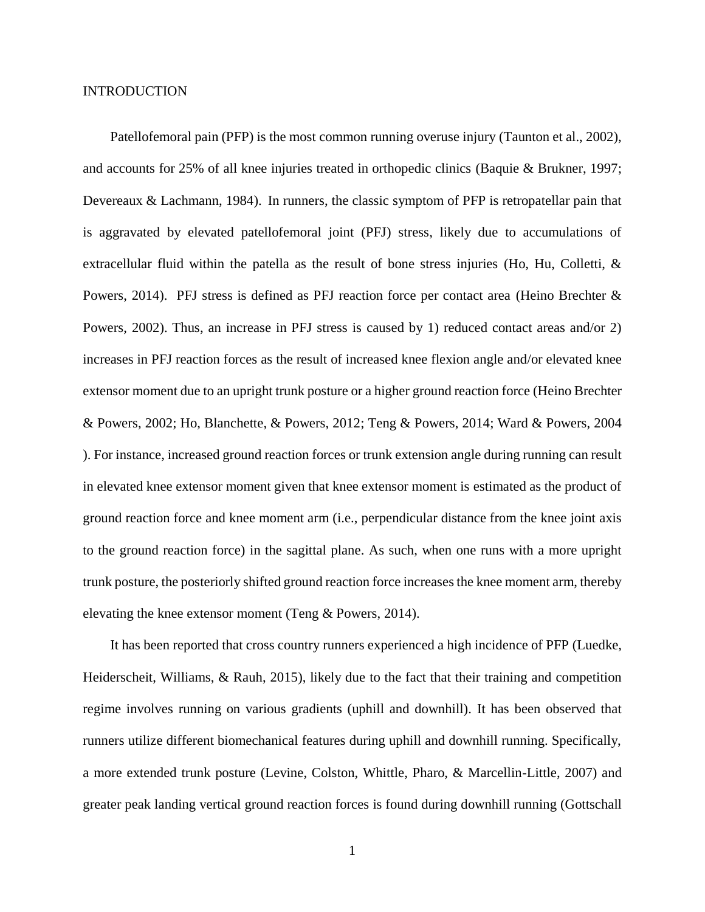# INTRODUCTION

Patellofemoral pain (PFP) is the most common running overuse injury (Taunton et al., 2002), and accounts for 25% of all knee injuries treated in orthopedic clinics (Baquie & Brukner, 1997; Devereaux & Lachmann, 1984). In runners, the classic symptom of PFP is retropatellar pain that is aggravated by elevated patellofemoral joint (PFJ) stress, likely due to accumulations of extracellular fluid within the patella as the result of bone stress injuries (Ho, Hu, Colletti, & Powers, 2014). PFJ stress is defined as PFJ reaction force per contact area (Heino Brechter & Powers, 2002). Thus, an increase in PFJ stress is caused by 1) reduced contact areas and/or 2) increases in PFJ reaction forces as the result of increased knee flexion angle and/or elevated knee extensor moment due to an upright trunk posture or a higher ground reaction force (Heino Brechter & Powers, 2002; Ho, Blanchette, & Powers, 2012; Teng & Powers, 2014; Ward & Powers, 2004 ). For instance, increased ground reaction forces or trunk extension angle during running can result in elevated knee extensor moment given that knee extensor moment is estimated as the product of ground reaction force and knee moment arm (i.e., perpendicular distance from the knee joint axis to the ground reaction force) in the sagittal plane. As such, when one runs with a more upright trunk posture, the posteriorly shifted ground reaction force increases the knee moment arm, thereby elevating the knee extensor moment (Teng & Powers, 2014).

It has been reported that cross country runners experienced a high incidence of PFP (Luedke, Heiderscheit, Williams, & Rauh, 2015), likely due to the fact that their training and competition regime involves running on various gradients (uphill and downhill). It has been observed that runners utilize different biomechanical features during uphill and downhill running. Specifically, a more extended trunk posture (Levine, Colston, Whittle, Pharo, & Marcellin-Little, 2007) and greater peak landing vertical ground reaction forces is found during downhill running (Gottschall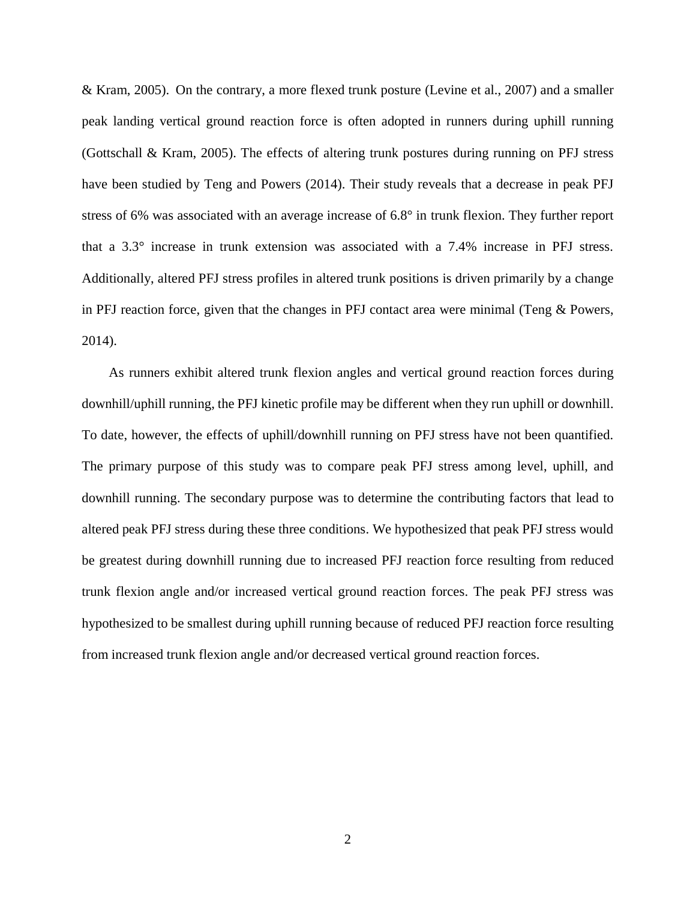& Kram, 2005). On the contrary, a more flexed trunk posture (Levine et al., 2007) and a smaller peak landing vertical ground reaction force is often adopted in runners during uphill running (Gottschall & Kram, 2005). The effects of altering trunk postures during running on PFJ stress have been studied by Teng and Powers (2014). Their study reveals that a decrease in peak PFJ stress of 6% was associated with an average increase of 6.8° in trunk flexion. They further report that a 3.3° increase in trunk extension was associated with a 7.4% increase in PFJ stress. Additionally, altered PFJ stress profiles in altered trunk positions is driven primarily by a change in PFJ reaction force, given that the changes in PFJ contact area were minimal (Teng & Powers, 2014).

As runners exhibit altered trunk flexion angles and vertical ground reaction forces during downhill/uphill running, the PFJ kinetic profile may be different when they run uphill or downhill. To date, however, the effects of uphill/downhill running on PFJ stress have not been quantified. The primary purpose of this study was to compare peak PFJ stress among level, uphill, and downhill running. The secondary purpose was to determine the contributing factors that lead to altered peak PFJ stress during these three conditions. We hypothesized that peak PFJ stress would be greatest during downhill running due to increased PFJ reaction force resulting from reduced trunk flexion angle and/or increased vertical ground reaction forces. The peak PFJ stress was hypothesized to be smallest during uphill running because of reduced PFJ reaction force resulting from increased trunk flexion angle and/or decreased vertical ground reaction forces.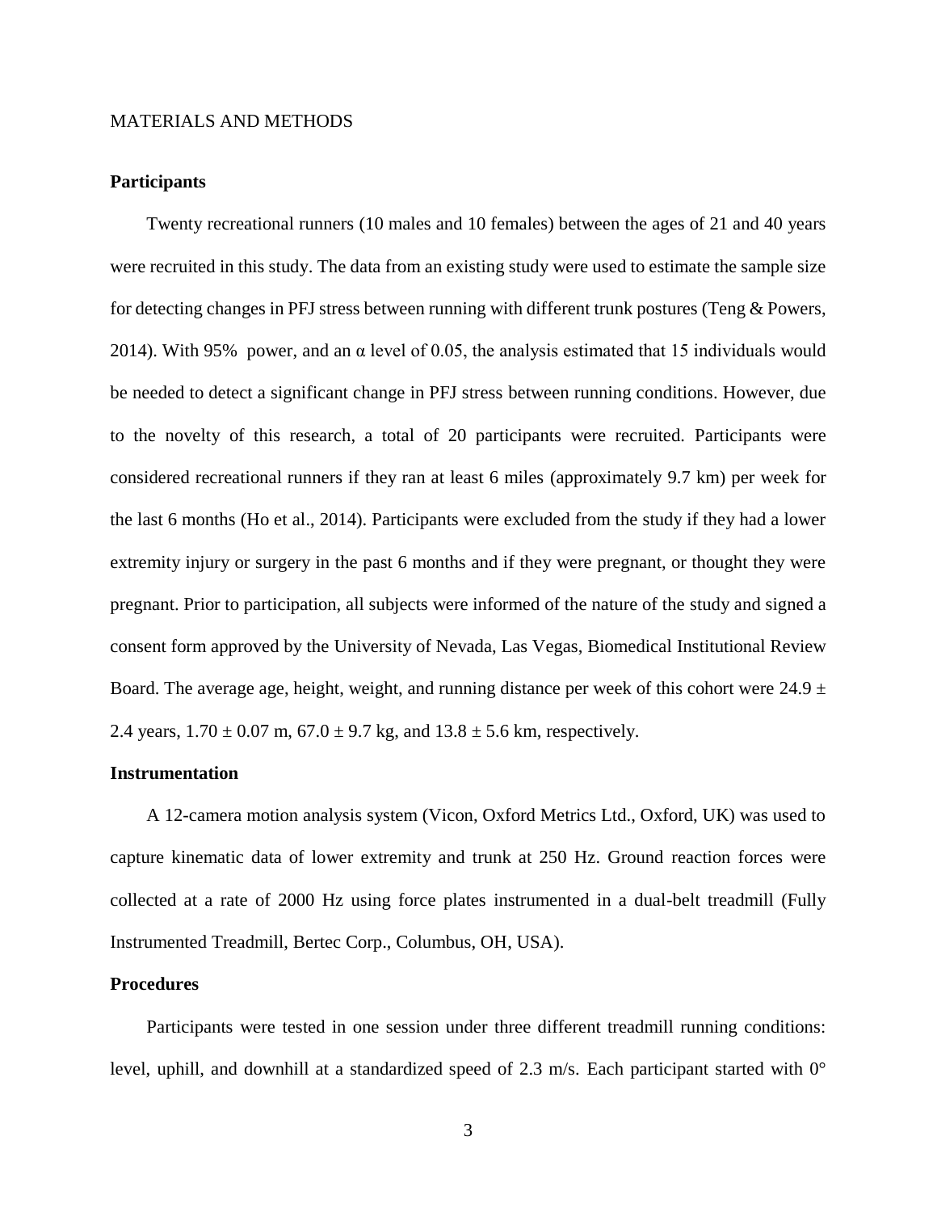MATERIALS AND METHODS

### Participants

Twenty recreational runners (10 males and 10 females) between the ages of 21 and 40 years were recruited in this study. The data from an existing study were used to estimate the sample size for detecting changes in PFJ stress between running with different trunk postures (Teng & Powers, 2014). With 95% power, and an $\alpha$ level of 0.05, the analysis estimated that 15 individuals would be needed to detect a significant change in PFJ stress between running conditions. However, due to the novelty of this research, a total of 20 participants were recruited. Participants were considered recreational runners if they ran at least 6 miles (approximately 9.7 km) per week for the last 6 months (Ho et al., 2014). Participants were excluded from the study if they had a lower extremity injury or surgery in the past 6 months and if they were pregnant, or thought they were pregnant. Prior to participation, all subjects were informed of the nature of the study and signed a consent form approved by the University of Nevada, Las Vegas, Biomedical Institutional Review Board. The average age, height, weight, and running distance per week of this cohort were $24.9 \pm 2.4$ years, $1.70 \pm 0.07$ m, $67.0 \pm 9.7$ kg, and $13.8 \pm 5.6$ km, respectively.

### Instrumentation

A 12-camera motion analysis system (Vicon, Oxford Metrics Ltd., Oxford, UK) was used to capture kinematic data of lower extremity and trunk at 250 Hz. Ground reaction forces were collected at a rate of 2000 Hz using force plates instrumented in a dual-belt treadmill (Fully Instrumented Treadmill, Bertec Corp., Columbus, OH, USA).

### Procedures

Participants were tested in one session under three different treadmill running conditions: level, uphill, and downhill at a standardized speed of 2.3 m/s. Each participant started with 0°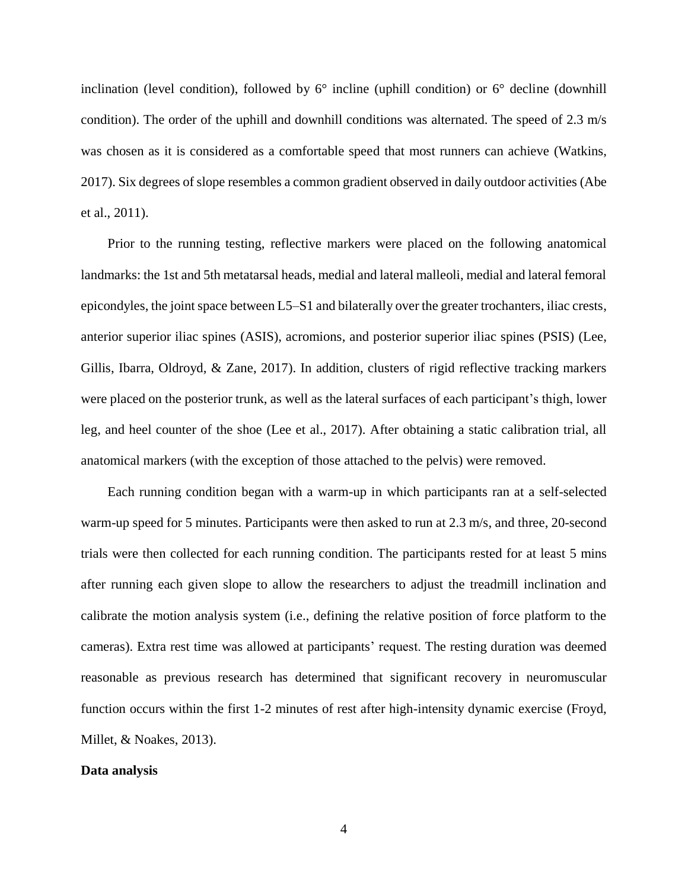inclination (level condition), followed by 6° incline (uphill condition) or 6° decline (downhill condition). The order of the uphill and downhill conditions was alternated. The speed of 2.3 m/s was chosen as it is considered as a comfortable speed that most runners can achieve (Watkins, 2017). Six degrees of slope resembles a common gradient observed in daily outdoor activities (Abe et al., 2011).

Prior to the running testing, reflective markers were placed on the following anatomical landmarks: the 1st and 5th metatarsal heads, medial and lateral malleoli, medial and lateral femoral epicondyles, the joint space between L5–S1 and bilaterally over the greater trochanters, iliac crests, anterior superior iliac spines (ASIS), acromions, and posterior superior iliac spines (PSIS) (Lee, Gillis, Ibarra, Oldroyd, & Zane, 2017). In addition, clusters of rigid reflective tracking markers were placed on the posterior trunk, as well as the lateral surfaces of each participant's thigh, lower leg, and heel counter of the shoe (Lee et al., 2017). After obtaining a static calibration trial, all anatomical markers (with the exception of those attached to the pelvis) were removed.

Each running condition began with a warm-up in which participants ran at a self-selected warm-up speed for 5 minutes. Participants were then asked to run at 2.3 m/s, and three, 20-second trials were then collected for each running condition. The participants rested for at least 5 mins after running each given slope to allow the researchers to adjust the treadmill inclination and calibrate the motion analysis system (i.e., defining the relative position of force platform to the cameras). Extra rest time was allowed at participants' request. The resting duration was deemed reasonable as previous research has determined that significant recovery in neuromuscular function occurs within the first 1-2 minutes of rest after high-intensity dynamic exercise (Froyd, Millet, & Noakes, 2013).

**Data analysis**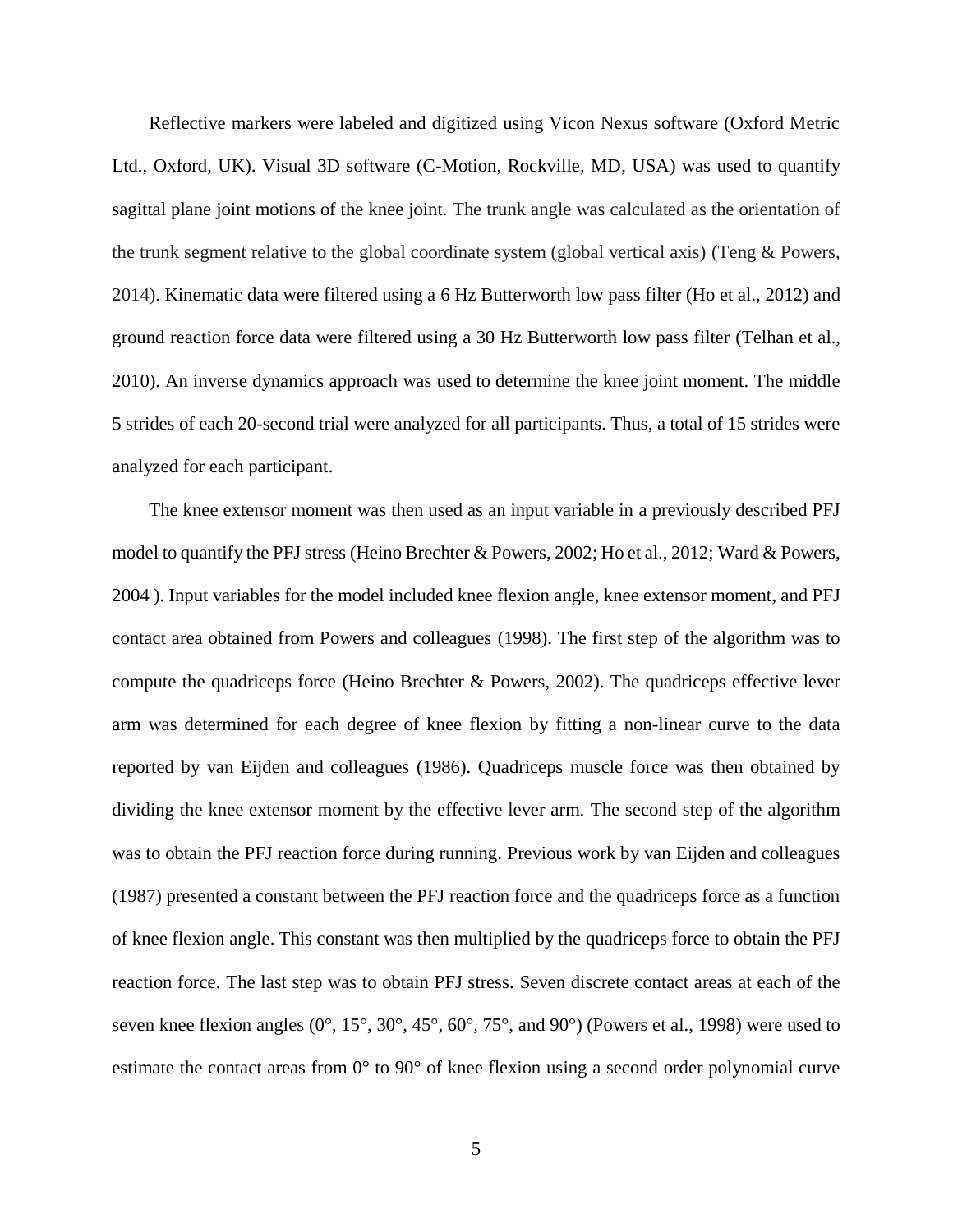Reflective markers were labeled and digitized using Vicon Nexus software (Oxford Metric Ltd., Oxford, UK). Visual 3D software (C-Motion, Rockville, MD, USA) was used to quantify sagittal plane joint motions of the knee joint. The trunk angle was calculated as the orientation of the trunk segment relative to the global coordinate system (global vertical axis) (Teng & Powers, 2014). Kinematic data were filtered using a 6 Hz Butterworth low pass filter (Ho et al., 2012) and ground reaction force data were filtered using a 30 Hz Butterworth low pass filter (Telhan et al., 2010). An inverse dynamics approach was used to determine the knee joint moment. The middle 5 strides of each 20-second trial were analyzed for all participants. Thus, a total of 15 strides were analyzed for each participant.

The knee extensor moment was then used as an input variable in a previously described PFJ model to quantify the PFJ stress (Heino Brechter & Powers, 2002; Ho et al., 2012; Ward & Powers, 2004 ). Input variables for the model included knee flexion angle, knee extensor moment, and PFJ contact area obtained from Powers and colleagues (1998). The first step of the algorithm was to compute the quadriceps force (Heino Brechter & Powers, 2002). The quadriceps effective lever arm was determined for each degree of knee flexion by fitting a non-linear curve to the data reported by van Eijden and colleagues (1986). Quadriceps muscle force was then obtained by dividing the knee extensor moment by the effective lever arm. The second step of the algorithm was to obtain the PFJ reaction force during running. Previous work by van Eijden and colleagues (1987) presented a constant between the PFJ reaction force and the quadriceps force as a function of knee flexion angle. This constant was then multiplied by the quadriceps force to obtain the PFJ reaction force. The last step was to obtain PFJ stress. Seven discrete contact areas at each of the seven knee flexion angles (0°, 15°, 30°, 45°, 60°, 75°, and 90°) (Powers et al., 1998) were used to estimate the contact areas from 0° to 90° of knee flexion using a second order polynomial curve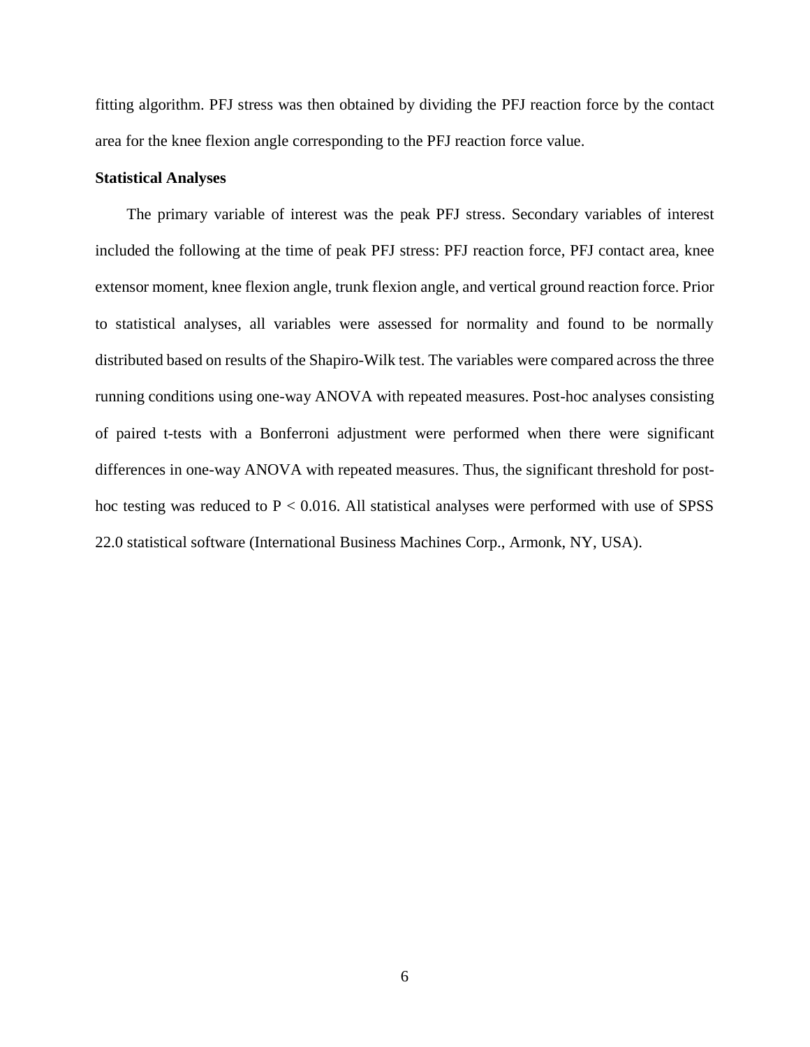fitting algorithm. PFJ stress was then obtained by dividing the PFJ reaction force by the contact area for the knee flexion angle corresponding to the PFJ reaction force value.

**Statistical Analyses**

The primary variable of interest was the peak PFJ stress. Secondary variables of interest included the following at the time of peak PFJ stress: PFJ reaction force, PFJ contact area, knee extensor moment, knee flexion angle, trunk flexion angle, and vertical ground reaction force. Prior to statistical analyses, all variables were assessed for normality and found to be normally distributed based on results of the Shapiro-Wilk test. The variables were compared across the three running conditions using one-way ANOVA with repeated measures. Post-hoc analyses consisting of paired t-tests with a Bonferroni adjustment were performed when there were significant differences in one-way ANOVA with repeated measures. Thus, the significant threshold for post-hoc testing was reduced to $P < 0.016$. All statistical analyses were performed with use of SPSS 22.0 statistical software (International Business Machines Corp., Armonk, NY, USA).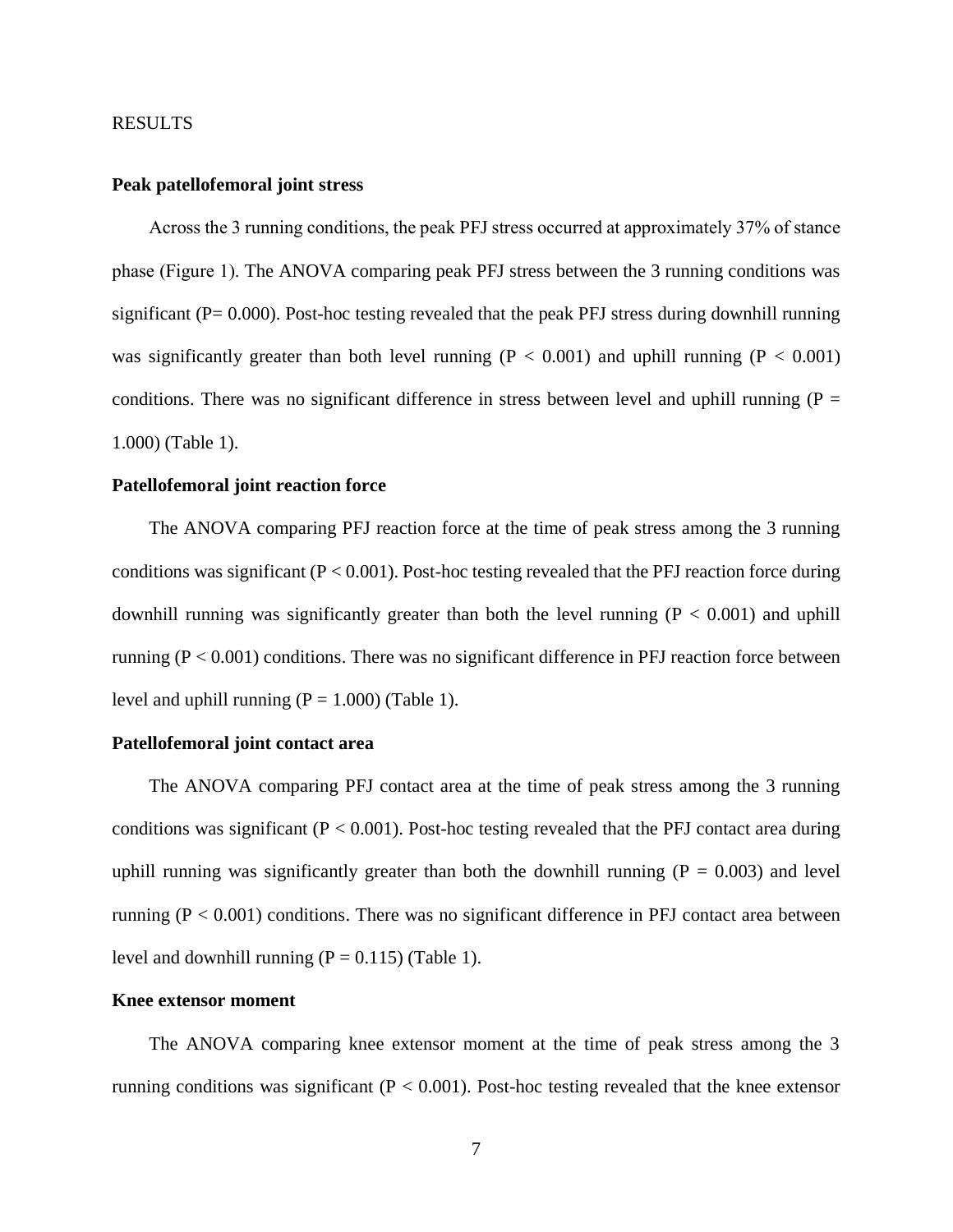RESULTS

**Peak patellofemoral joint stress**

Across the 3 running conditions, the peak PFJ stress occurred at approximately 37% of stance phase (Figure 1). The ANOVA comparing peak PFJ stress between the 3 running conditions was significant ($P = 0.000$). Post-hoc testing revealed that the peak PFJ stress during downhill running was significantly greater than both level running ($P < 0.001$) and uphill running ($P < 0.001$) conditions. There was no significant difference in stress between level and uphill running ($P = 1.000$) (Table 1).

**Patellofemoral joint reaction force**

The ANOVA comparing PFJ reaction force at the time of peak stress among the 3 running conditions was significant ($P < 0.001$). Post-hoc testing revealed that the PFJ reaction force during downhill running was significantly greater than both the level running ($P < 0.001$) and uphill running ($P < 0.001$) conditions. There was no significant difference in PFJ reaction force between level and uphill running ($P = 1.000$) (Table 1).

**Patellofemoral joint contact area**

The ANOVA comparing PFJ contact area at the time of peak stress among the 3 running conditions was significant ($P < 0.001$). Post-hoc testing revealed that the PFJ contact area during uphill running was significantly greater than both the downhill running ($P = 0.003$) and level running ($P < 0.001$) conditions. There was no significant difference in PFJ contact area between level and downhill running ($P = 0.115$) (Table 1).

**Knee extensor moment**

The ANOVA comparing knee extensor moment at the time of peak stress among the 3 running conditions was significant ($P < 0.001$). Post-hoc testing revealed that the knee extensor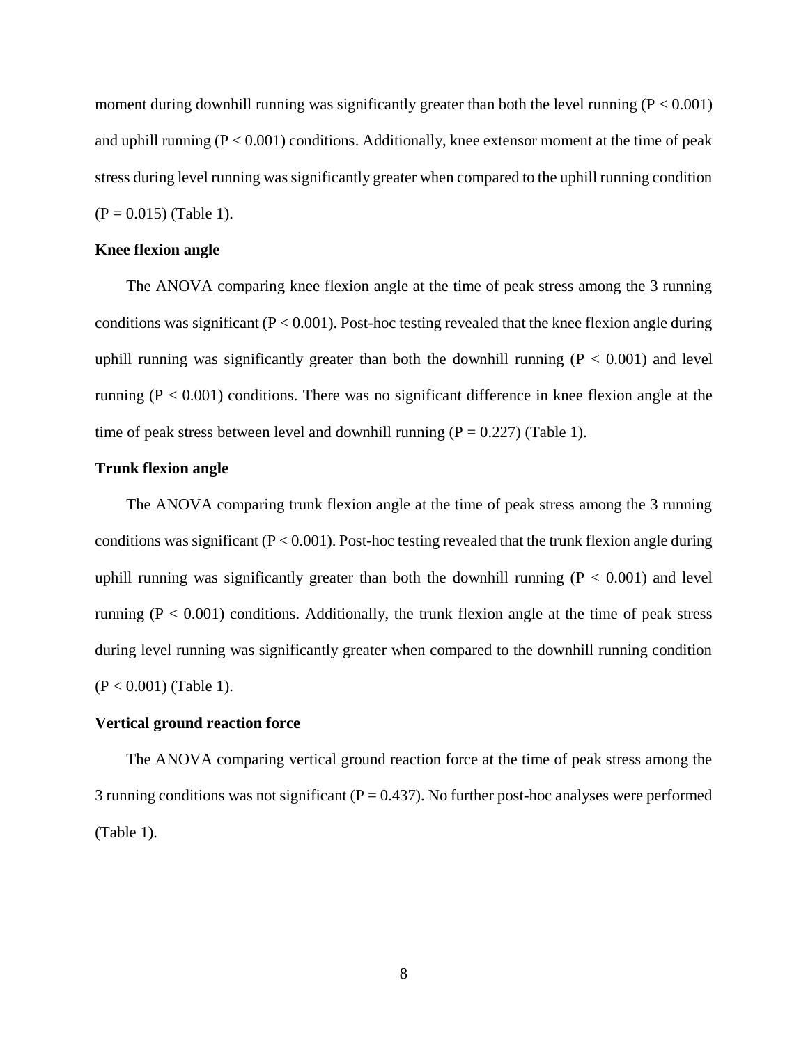moment during downhill running was significantly greater than both the level running ($P < 0.001$) and uphill running ($P < 0.001$) conditions. Additionally, knee extensor moment at the time of peak stress during level running was significantly greater when compared to the uphill running condition ($P = 0.015$) (Table 1).

**Knee flexion angle**

The ANOVA comparing knee flexion angle at the time of peak stress among the 3 running conditions was significant ($P < 0.001$). Post-hoc testing revealed that the knee flexion angle during uphill running was significantly greater than both the downhill running ($P < 0.001$) and level running ($P < 0.001$) conditions. There was no significant difference in knee flexion angle at the time of peak stress between level and downhill running ($P = 0.227$) (Table 1).

**Trunk flexion angle**

The ANOVA comparing trunk flexion angle at the time of peak stress among the 3 running conditions was significant ($P < 0.001$). Post-hoc testing revealed that the trunk flexion angle during uphill running was significantly greater than both the downhill running ($P < 0.001$) and level running ($P < 0.001$) conditions. Additionally, the trunk flexion angle at the time of peak stress during level running was significantly greater when compared to the downhill running condition ($P < 0.001$) (Table 1).

**Vertical ground reaction force**

The ANOVA comparing vertical ground reaction force at the time of peak stress among the 3 running conditions was not significant ($P = 0.437$). No further post-hoc analyses were performed (Table 1).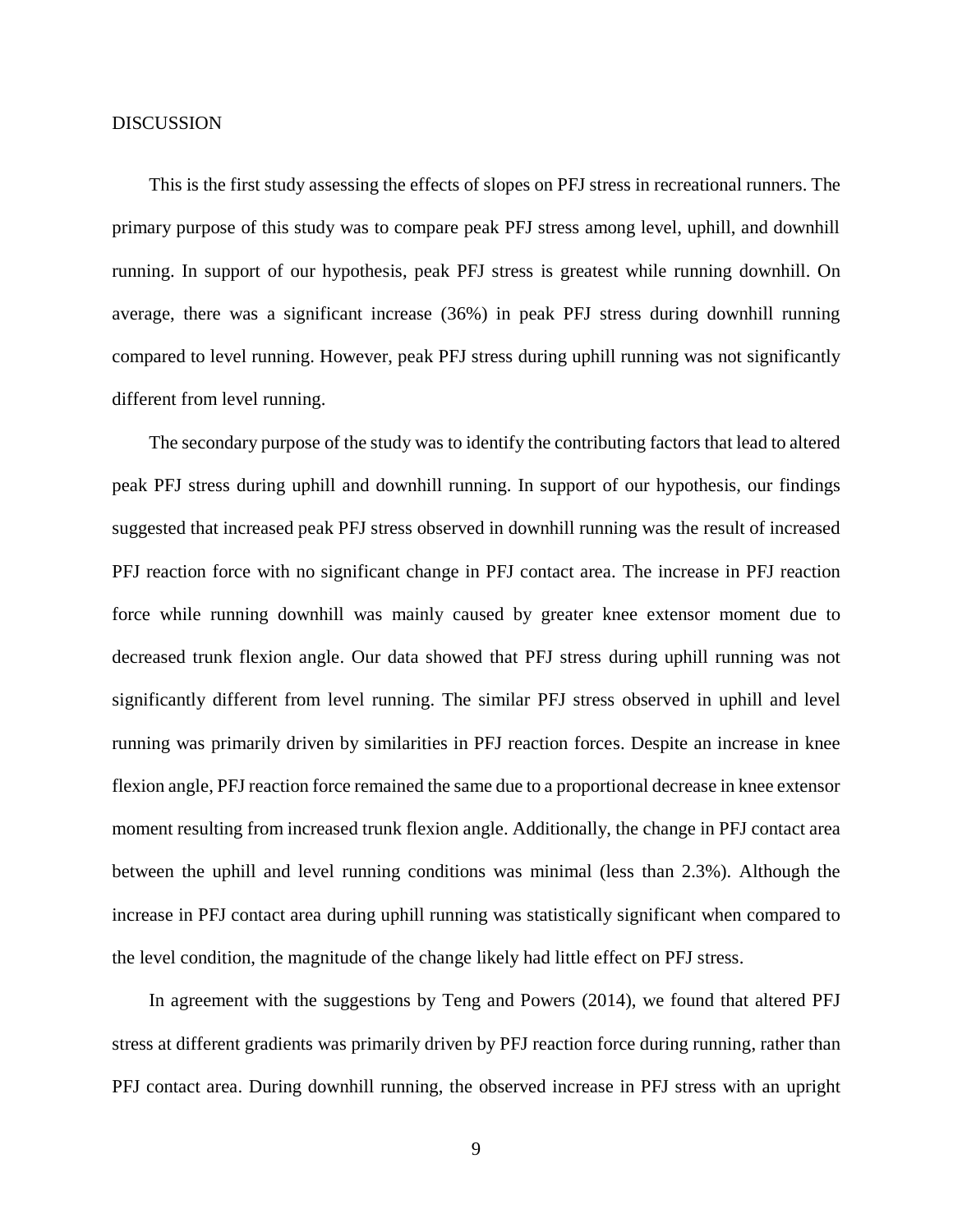# DISCUSSION

This is the first study assessing the effects of slopes on PFJ stress in recreational runners. The primary purpose of this study was to compare peak PFJ stress among level, uphill, and downhill running. In support of our hypothesis, peak PFJ stress is greatest while running downhill. On average, there was a significant increase (36%) in peak PFJ stress during downhill running compared to level running. However, peak PFJ stress during uphill running was not significantly different from level running.

The secondary purpose of the study was to identify the contributing factors that lead to altered peak PFJ stress during uphill and downhill running. In support of our hypothesis, our findings suggested that increased peak PFJ stress observed in downhill running was the result of increased PFJ reaction force with no significant change in PFJ contact area. The increase in PFJ reaction force while running downhill was mainly caused by greater knee extensor moment due to decreased trunk flexion angle. Our data showed that PFJ stress during uphill running was not significantly different from level running. The similar PFJ stress observed in uphill and level running was primarily driven by similarities in PFJ reaction forces. Despite an increase in knee flexion angle, PFJ reaction force remained the same due to a proportional decrease in knee extensor moment resulting from increased trunk flexion angle. Additionally, the change in PFJ contact area between the uphill and level running conditions was minimal (less than 2.3%). Although the increase in PFJ contact area during uphill running was statistically significant when compared to the level condition, the magnitude of the change likely had little effect on PFJ stress.

In agreement with the suggestions by Teng and Powers (2014), we found that altered PFJ stress at different gradients was primarily driven by PFJ reaction force during running, rather than PFJ contact area. During downhill running, the observed increase in PFJ stress with an upright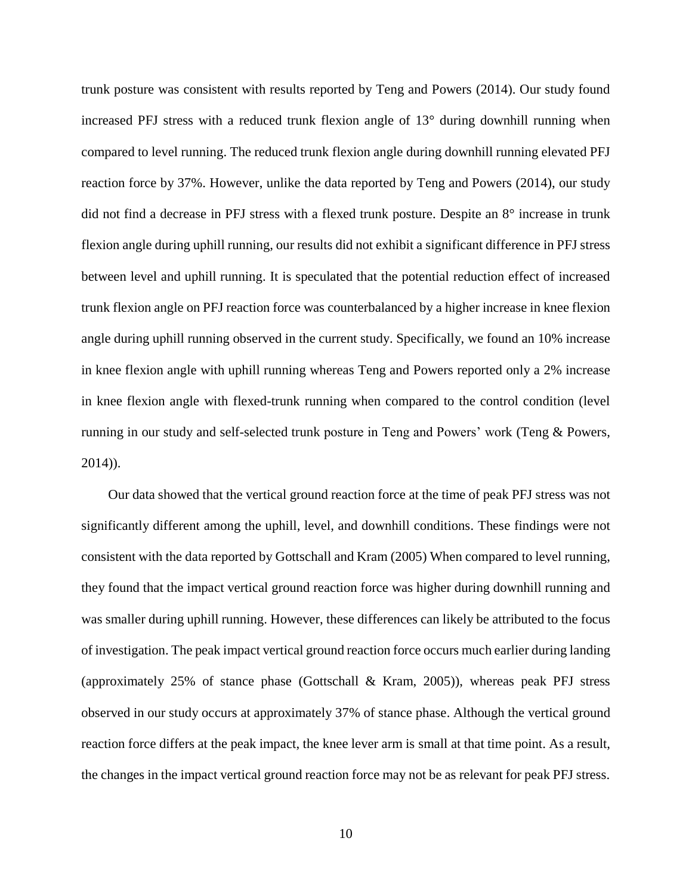trunk posture was consistent with results reported by Teng and Powers (2014). Our study found increased PFJ stress with a reduced trunk flexion angle of 13° during downhill running when compared to level running. The reduced trunk flexion angle during downhill running elevated PFJ reaction force by 37%. However, unlike the data reported by Teng and Powers (2014), our study did not find a decrease in PFJ stress with a flexed trunk posture. Despite an 8° increase in trunk flexion angle during uphill running, our results did not exhibit a significant difference in PFJ stress between level and uphill running. It is speculated that the potential reduction effect of increased trunk flexion angle on PFJ reaction force was counterbalanced by a higher increase in knee flexion angle during uphill running observed in the current study. Specifically, we found an 10% increase in knee flexion angle with uphill running whereas Teng and Powers reported only a 2% increase in knee flexion angle with flexed-trunk running when compared to the control condition (level running in our study and self-selected trunk posture in Teng and Powers' work (Teng & Powers, 2014)).

Our data showed that the vertical ground reaction force at the time of peak PFJ stress was not significantly different among the uphill, level, and downhill conditions. These findings were not consistent with the data reported by Gottschall and Kram (2005) When compared to level running, they found that the impact vertical ground reaction force was higher during downhill running and was smaller during uphill running. However, these differences can likely be attributed to the focus of investigation. The peak impact vertical ground reaction force occurs much earlier during landing (approximately 25% of stance phase (Gottschall & Kram, 2005)), whereas peak PFJ stress observed in our study occurs at approximately 37% of stance phase. Although the vertical ground reaction force differs at the peak impact, the knee lever arm is small at that time point. As a result, the changes in the impact vertical ground reaction force may not be as relevant for peak PFJ stress.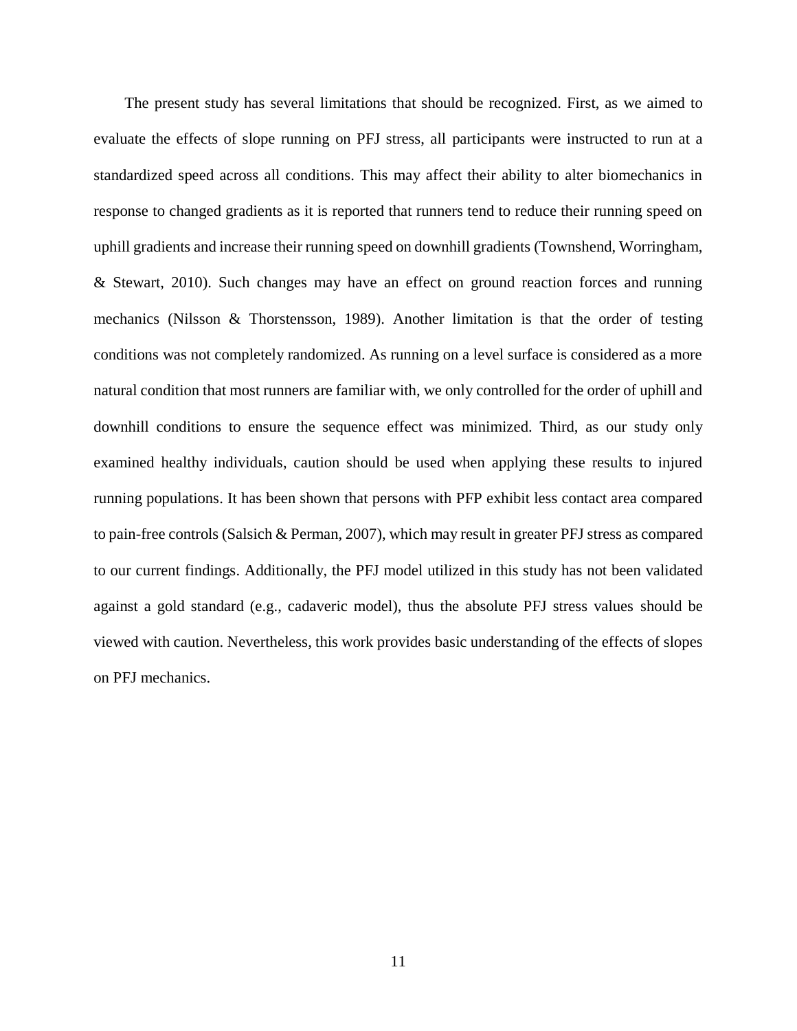The present study has several limitations that should be recognized. First, as we aimed to evaluate the effects of slope running on PFJ stress, all participants were instructed to run at a standardized speed across all conditions. This may affect their ability to alter biomechanics in response to changed gradients as it is reported that runners tend to reduce their running speed on uphill gradients and increase their running speed on downhill gradients (Townshend, Worringham, & Stewart, 2010). Such changes may have an effect on ground reaction forces and running mechanics (Nilsson & Thorstensson, 1989). Another limitation is that the order of testing conditions was not completely randomized. As running on a level surface is considered as a more natural condition that most runners are familiar with, we only controlled for the order of uphill and downhill conditions to ensure the sequence effect was minimized. Third, as our study only examined healthy individuals, caution should be used when applying these results to injured running populations. It has been shown that persons with PFP exhibit less contact area compared to pain-free controls (Salsich & Perman, 2007), which may result in greater PFJ stress as compared to our current findings. Additionally, the PFJ model utilized in this study has not been validated against a gold standard (e.g., cadaveric model), thus the absolute PFJ stress values should be viewed with caution. Nevertheless, this work provides basic understanding of the effects of slopes on PFJ mechanics.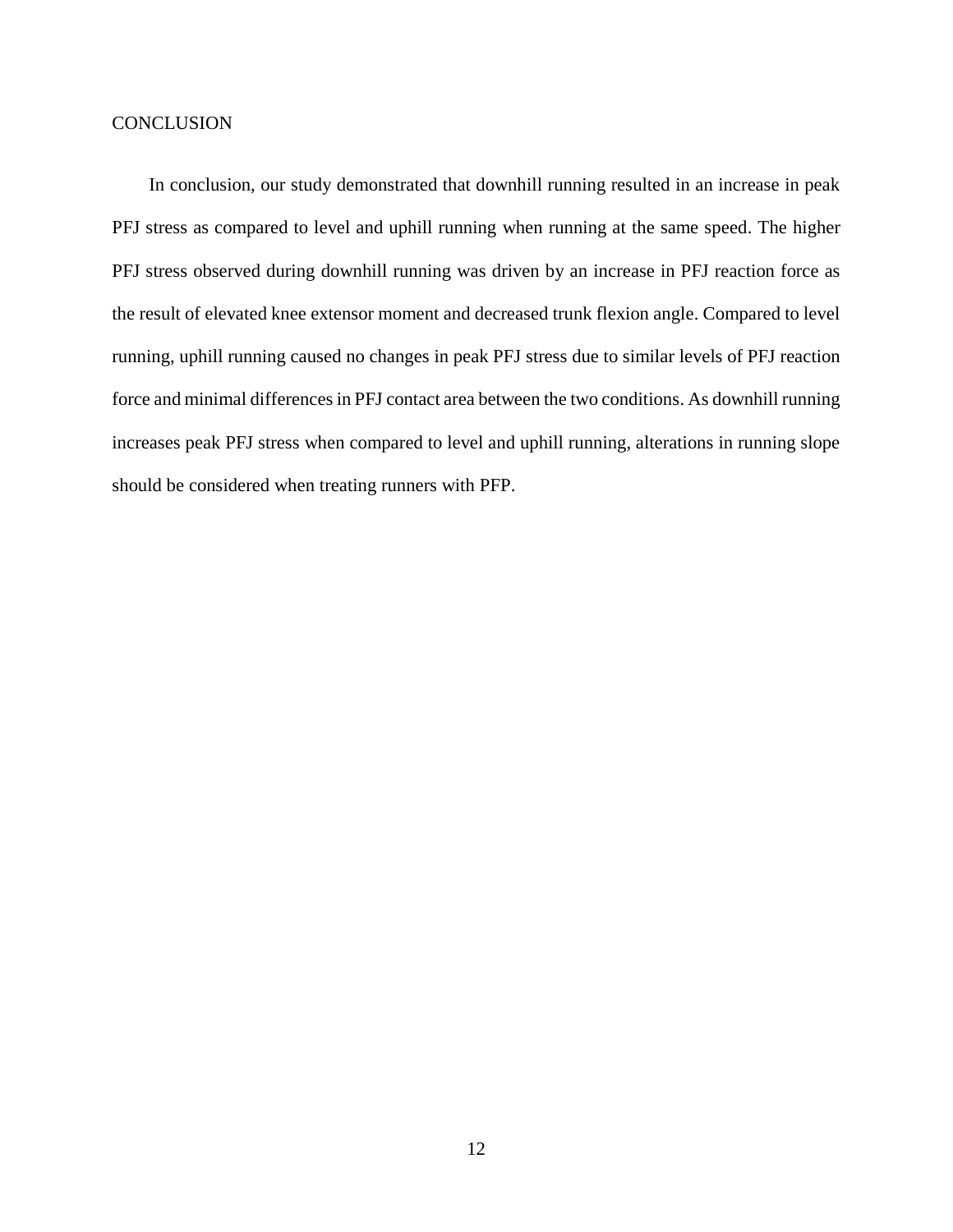## CONCLUSION

In conclusion, our study demonstrated that downhill running resulted in an increase in peak PFJ stress as compared to level and uphill running when running at the same speed. The higher PFJ stress observed during downhill running was driven by an increase in PFJ reaction force as the result of elevated knee extensor moment and decreased trunk flexion angle. Compared to level running, uphill running caused no changes in peak PFJ stress due to similar levels of PFJ reaction force and minimal differences in PFJ contact area between the two conditions. As downhill running increases peak PFJ stress when compared to level and uphill running, alterations in running slope should be considered when treating runners with PFP.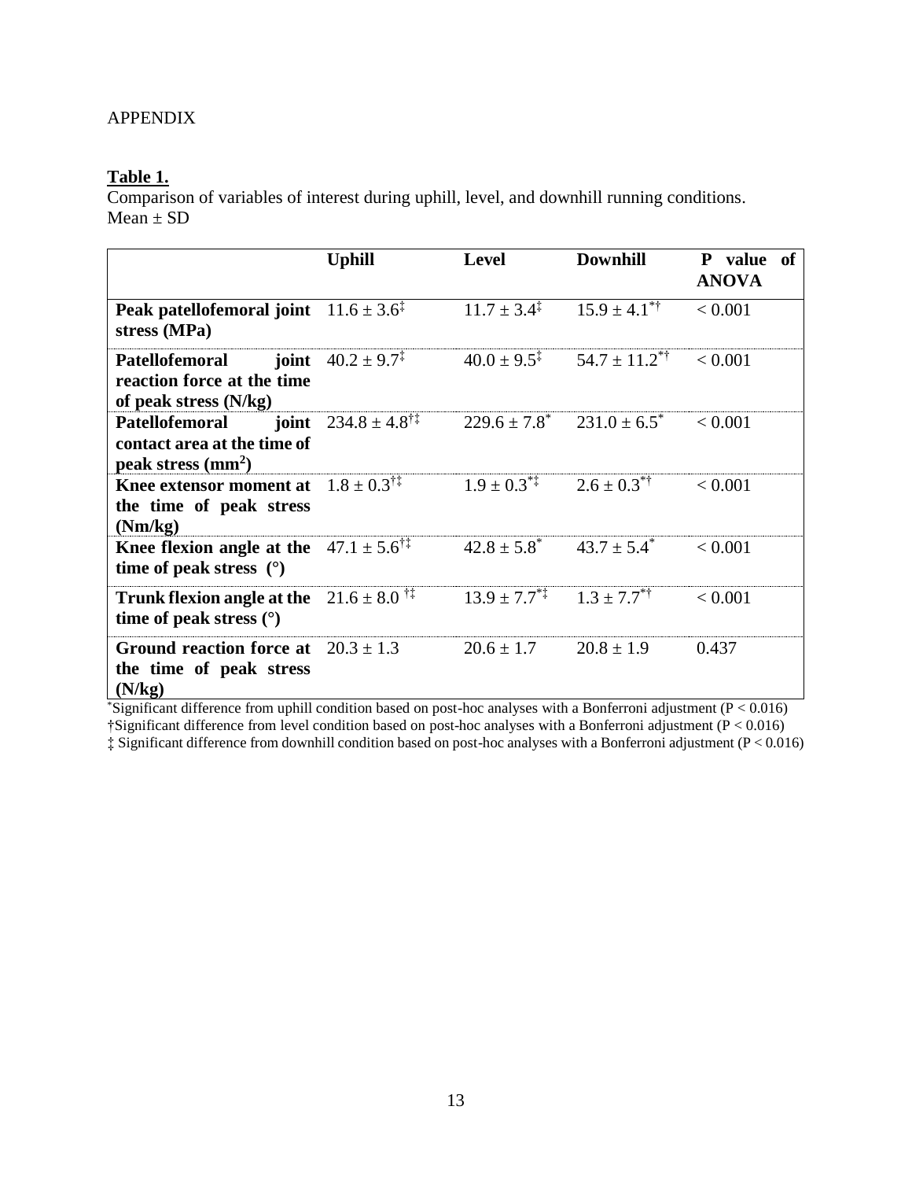APPENDIX

**Table 1.**

Comparison of variables of interest during uphill, level, and downhill running conditions. Mean ± SD

| | **Uphill** | **Level** | **Downhill** | **P value of ANOVA** |
|---|---|---|---|---|
| **Peak patellofemoral joint stress (MPa)** | 11.6 ± 3.6‡ | 11.7 ± 3.4‡ | 15.9 ± 4.1*† | < 0.001 |
| **Patellofemoral joint reaction force at the time of peak stress (N/kg)** | 40.2 ± 9.7‡ | 40.0 ± 9.5‡ | 54.7 ± 11.2*† | < 0.001 |
| **Patellofemoral joint contact area at the time of peak stress ($mm^2$)** | 234.8 ± 4.8†‡ | 229.6 ± 7.8* | 231.0 ± 6.5* | < 0.001 |
| **Knee extensor moment at the time of peak stress (Nm/kg)** | 1.8 ± 0.3†‡ | 1.9 ± 0.3*‡ | 2.6 ± 0.3*† | < 0.001 |
| **Knee flexion angle at the time of peak stress (°)** | 47.1 ± 5.6†‡ | 42.8 ± 5.8* | 43.7 ± 5.4* | < 0.001 |
| **Trunk flexion angle at the time of peak stress (°)** | 21.6 ± 8.0 †‡ | 13.9 ± 7.7*‡ | 1.3 ± 7.7*† | < 0.001 |
| **Ground reaction force at the time of peak stress (N/kg)** | 20.3 ± 1.3 | 20.6 ± 1.7 | 20.8 ± 1.9 | 0.437 |

*Significant difference from uphill condition based on post-hoc analyses with a Bonferroni adjustment ($P < 0.016$)

†Significant difference from level condition based on post-hoc analyses with a Bonferroni adjustment ($P < 0.016$)

‡ Significant difference from downhill condition based on post-hoc analyses with a Bonferroni adjustment ($P < 0.016$)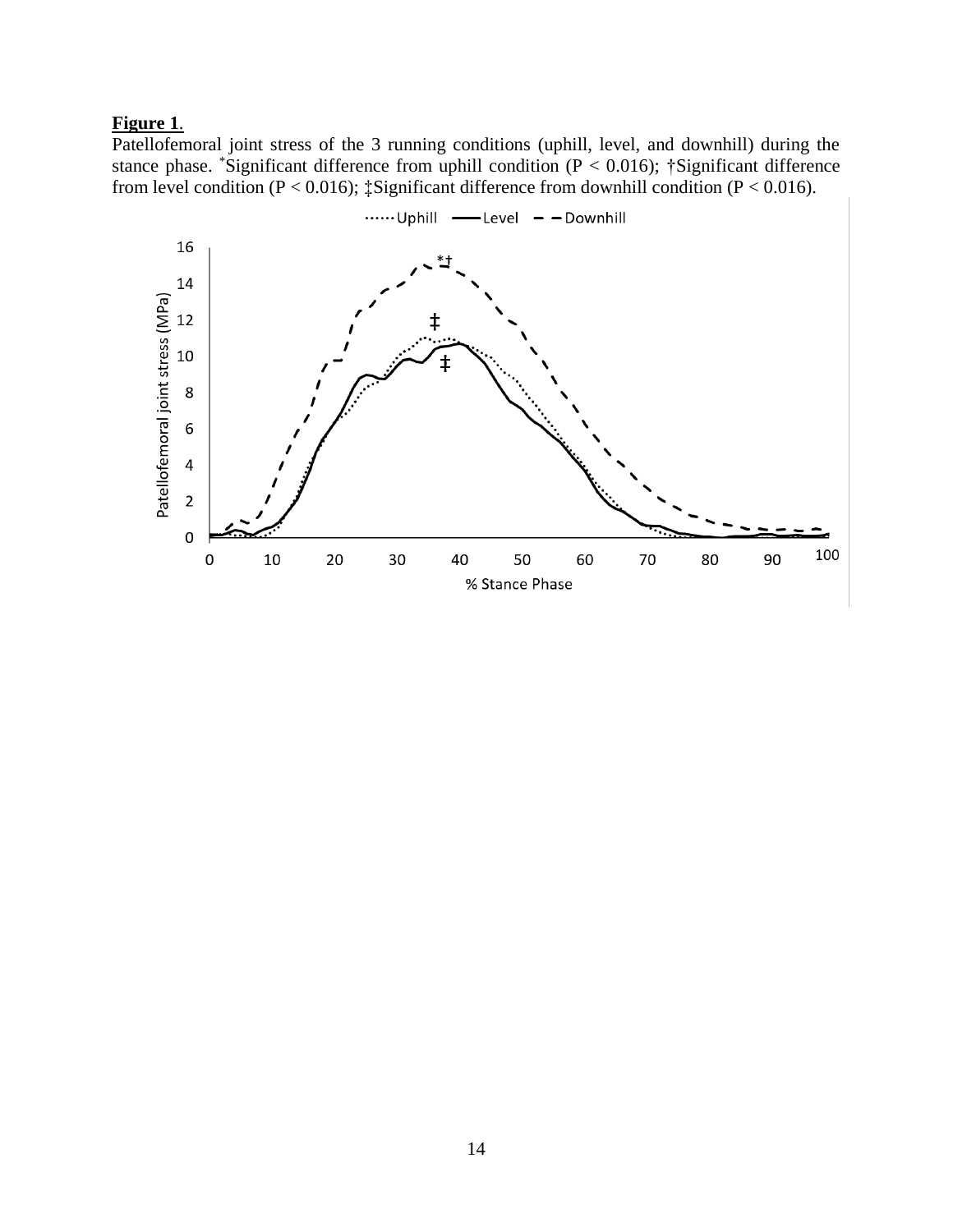**Figure 1**.

Patellofemoral joint stress of the 3 running conditions (uphill, level, and downhill) during the stance phase. *Significant difference from uphill condition (P < 0.016); †Significant difference from level condition (P < 0.016); ‡Significant difference from downhill condition (P < 0.016).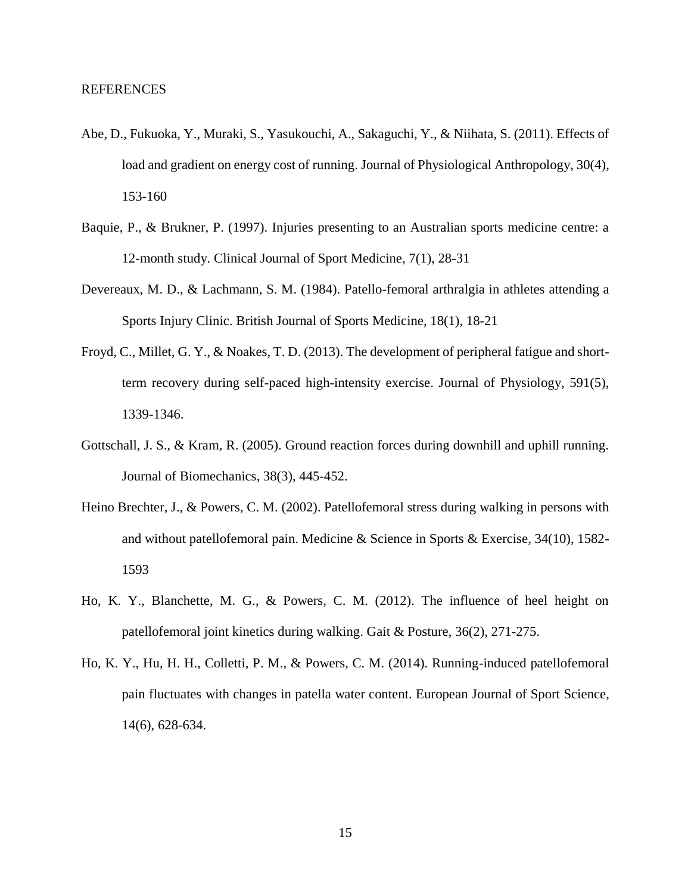# REFERENCES

Abe, D., Fukuoka, Y., Muraki, S., Yasukouchi, A., Sakaguchi, Y., & Niihata, S. (2011). Effects of load and gradient on energy cost of running. Journal of Physiological Anthropology, 30(4), 153-160

Baquie, P., & Brukner, P. (1997). Injuries presenting to an Australian sports medicine centre: a 12-month study. Clinical Journal of Sport Medicine, 7(1), 28-31

Devereaux, M. D., & Lachmann, S. M. (1984). Patello-femoral arthralgia in athletes attending a Sports Injury Clinic. British Journal of Sports Medicine, 18(1), 18-21

Froyd, C., Millet, G. Y., & Noakes, T. D. (2013). The development of peripheral fatigue and short-term recovery during self-paced high-intensity exercise. Journal of Physiology, 591(5), 1339-1346.

Gottschall, J. S., & Kram, R. (2005). Ground reaction forces during downhill and uphill running. Journal of Biomechanics, 38(3), 445-452.

Heino Brechter, J., & Powers, C. M. (2002). Patellofemoral stress during walking in persons with and without patellofemoral pain. Medicine & Science in Sports & Exercise, 34(10), 1582-1593

Ho, K. Y., Blanchette, M. G., & Powers, C. M. (2012). The influence of heel height on patellofemoral joint kinetics during walking. Gait & Posture, 36(2), 271-275.

Ho, K. Y., Hu, H. H., Colletti, P. M., & Powers, C. M. (2014). Running-induced patellofemoral pain fluctuates with changes in patella water content. European Journal of Sport Science, 14(6), 628-634.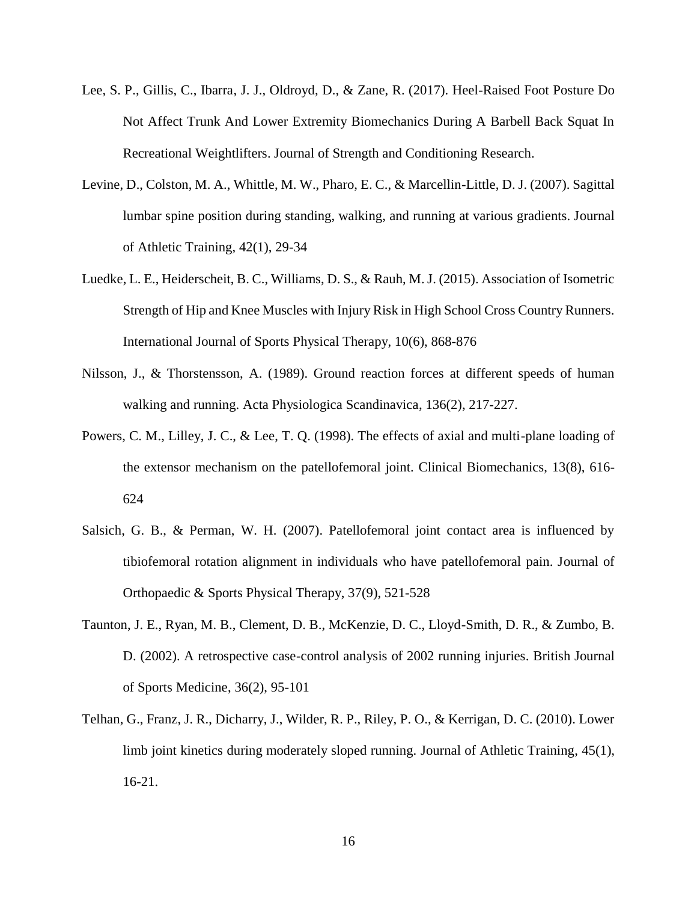Lee, S. P., Gillis, C., Ibarra, J. J., Oldroyd, D., & Zane, R. (2017). Heel-Raised Foot Posture Do Not Affect Trunk And Lower Extremity Biomechanics During A Barbell Back Squat In Recreational Weightlifters. Journal of Strength and Conditioning Research.

Levine, D., Colston, M. A., Whittle, M. W., Pharo, E. C., & Marcellin-Little, D. J. (2007). Sagittal lumbar spine position during standing, walking, and running at various gradients. Journal of Athletic Training, 42(1), 29-34

Luedke, L. E., Heiderscheit, B. C., Williams, D. S., & Rauh, M. J. (2015). Association of Isometric Strength of Hip and Knee Muscles with Injury Risk in High School Cross Country Runners. International Journal of Sports Physical Therapy, 10(6), 868-876

Nilsson, J., & Thorstensson, A. (1989). Ground reaction forces at different speeds of human walking and running. Acta Physiologica Scandinavica, 136(2), 217-227.

Powers, C. M., Lilley, J. C., & Lee, T. Q. (1998). The effects of axial and multi-plane loading of the extensor mechanism on the patellofemoral joint. Clinical Biomechanics, 13(8), 616-624

Salsich, G. B., & Perman, W. H. (2007). Patellofemoral joint contact area is influenced by tibiofemoral rotation alignment in individuals who have patellofemoral pain. Journal of Orthopaedic & Sports Physical Therapy, 37(9), 521-528

Taunton, J. E., Ryan, M. B., Clement, D. B., McKenzie, D. C., Lloyd-Smith, D. R., & Zumbo, B. D. (2002). A retrospective case-control analysis of 2002 running injuries. British Journal of Sports Medicine, 36(2), 95-101

Telhan, G., Franz, J. R., Dicharry, J., Wilder, R. P., Riley, P. O., & Kerrigan, D. C. (2010). Lower limb joint kinetics during moderately sloped running. Journal of Athletic Training, 45(1), 16-21.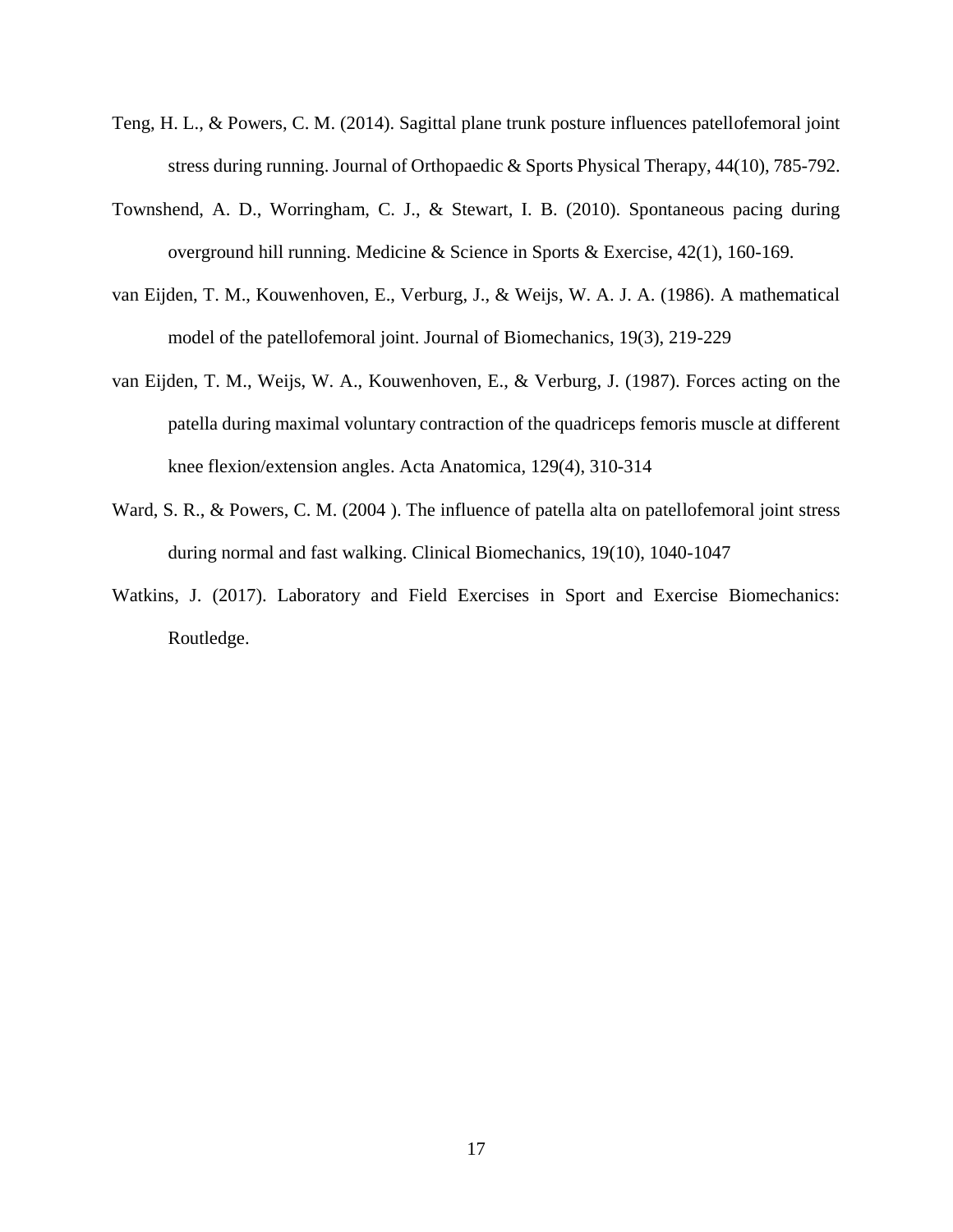Teng, H. L., & Powers, C. M. (2014). Sagittal plane trunk posture influences patellofemoral joint stress during running. Journal of Orthopaedic & Sports Physical Therapy, 44(10), 785-792.

Townshend, A. D., Worringham, C. J., & Stewart, I. B. (2010). Spontaneous pacing during overground hill running. Medicine & Science in Sports & Exercise, 42(1), 160-169.

van Eijden, T. M., Kouwenhoven, E., Verburg, J., & Weijs, W. A. J. A. (1986). A mathematical model of the patellofemoral joint. Journal of Biomechanics, 19(3), 219-229

van Eijden, T. M., Weijs, W. A., Kouwenhoven, E., & Verburg, J. (1987). Forces acting on the patella during maximal voluntary contraction of the quadriceps femoris muscle at different knee flexion/extension angles. Acta Anatomica, 129(4), 310-314

Ward, S. R., & Powers, C. M. (2004 ). The influence of patella alta on patellofemoral joint stress during normal and fast walking. Clinical Biomechanics, 19(10), 1040-1047

Watkins, J. (2017). Laboratory and Field Exercises in Sport and Exercise Biomechanics: Routledge.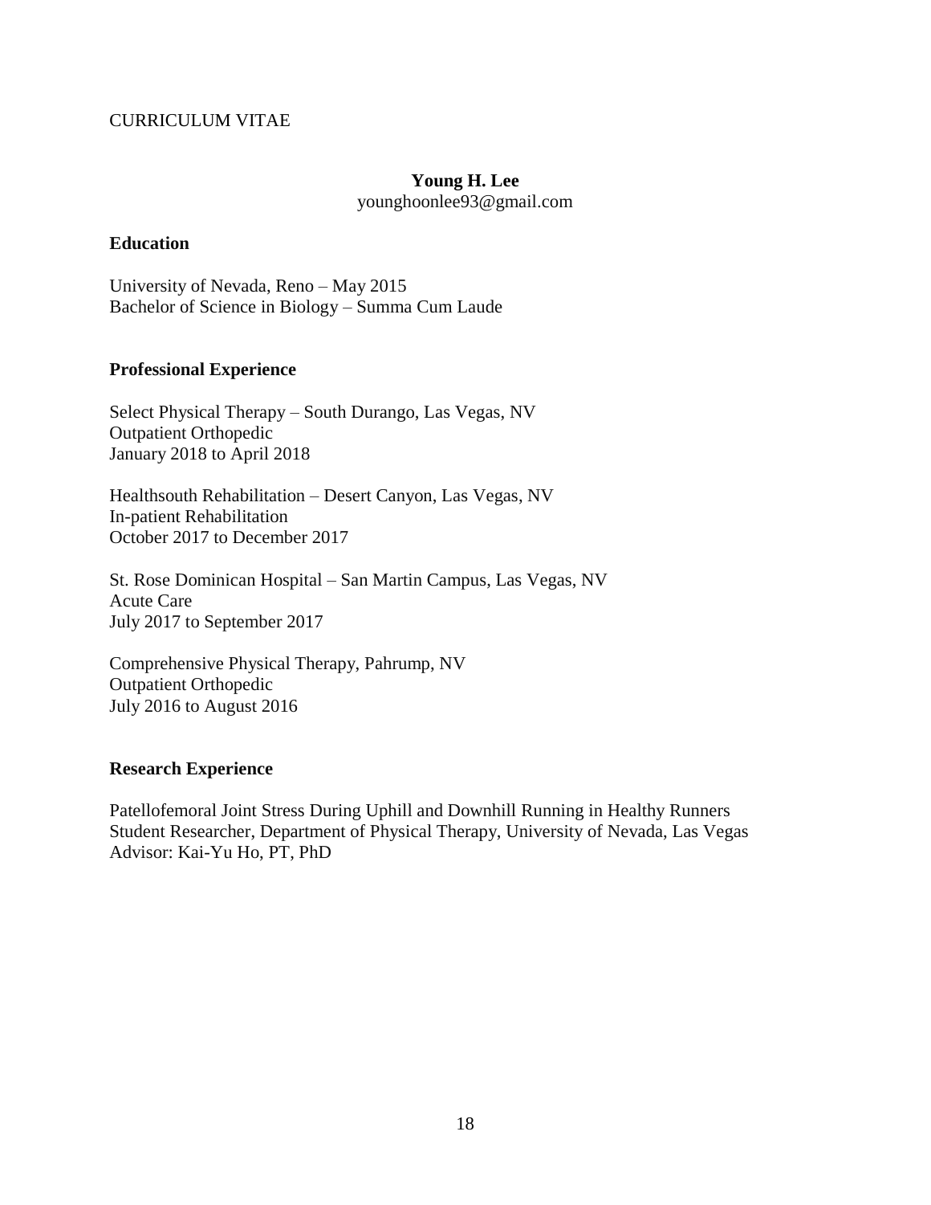CURRICULUM VITAE

**Young H. Lee**
younghoonlee93@gmail.com

**Education**

University of Nevada, Reno – May 2015
Bachelor of Science in Biology – Summa Cum Laude

**Professional Experience**

Select Physical Therapy – South Durango, Las Vegas, NV
Outpatient Orthopedic
January 2018 to April 2018

Healthsouth Rehabilitation – Desert Canyon, Las Vegas, NV
In-patient Rehabilitation
October 2017 to December 2017

St. Rose Dominican Hospital – San Martin Campus, Las Vegas, NV
Acute Care
July 2017 to September 2017

Comprehensive Physical Therapy, Pahrump, NV
Outpatient Orthopedic
July 2016 to August 2016

**Research Experience**

Patellofemoral Joint Stress During Uphill and Downhill Running in Healthy Runners
Student Researcher, Department of Physical Therapy, University of Nevada, Las Vegas
Advisor: Kai-Yu Ho, PT, PhD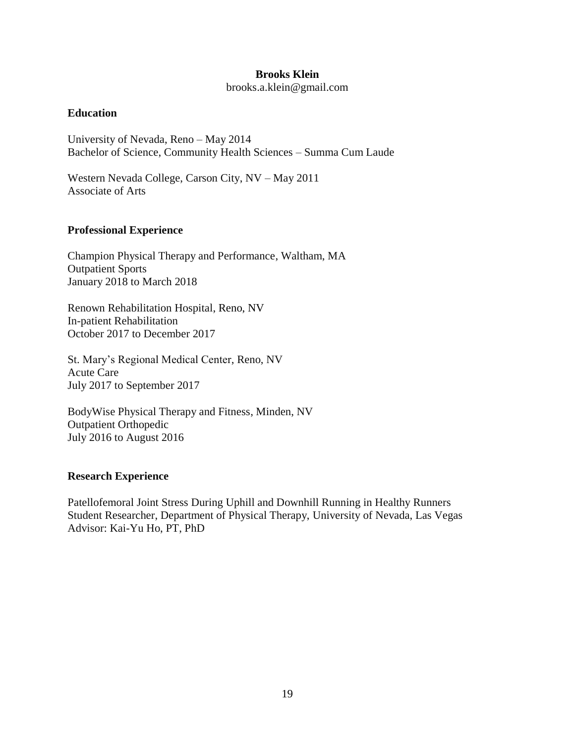**Brooks Klein**

brooks.a.klein@gmail.com

## Education

University of Nevada, Reno – May 2014
Bachelor of Science, Community Health Sciences – Summa Cum Laude

Western Nevada College, Carson City, NV – May 2011
Associate of Arts

## Professional Experience

Champion Physical Therapy and Performance, Waltham, MA
Outpatient Sports
January 2018 to March 2018

Renown Rehabilitation Hospital, Reno, NV
In-patient Rehabilitation
October 2017 to December 2017

St. Mary's Regional Medical Center, Reno, NV
Acute Care
July 2017 to September 2017

BodyWise Physical Therapy and Fitness, Minden, NV
Outpatient Orthopedic
July 2016 to August 2016

## Research Experience

Patellofemoral Joint Stress During Uphill and Downhill Running in Healthy Runners
Student Researcher, Department of Physical Therapy, University of Nevada, Las Vegas
Advisor: Kai-Yu Ho, PT, PhD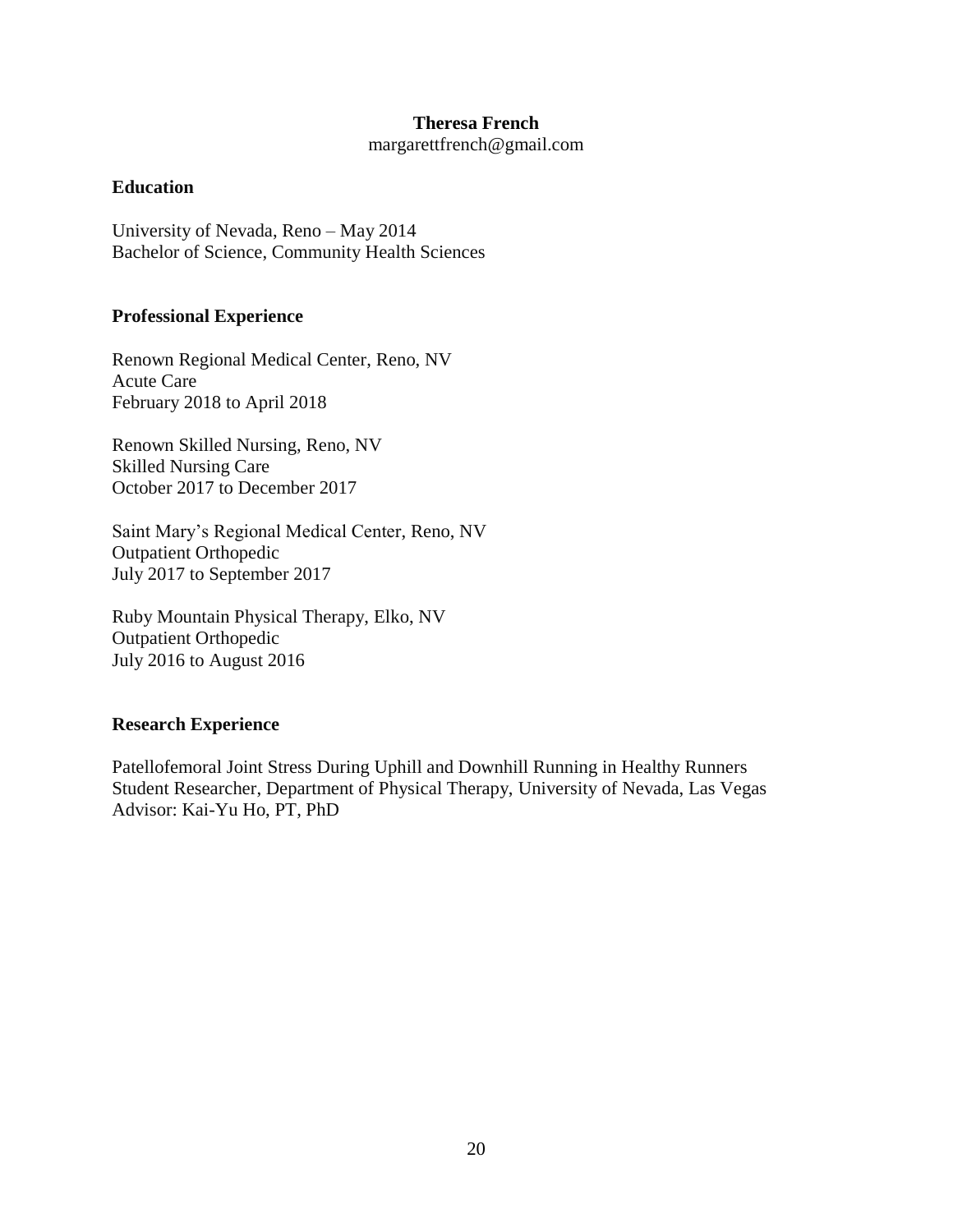**Theresa French**
margarettfrench@gmail.com

## Education

University of Nevada, Reno – May 2014
Bachelor of Science, Community Health Sciences

## Professional Experience

Renown Regional Medical Center, Reno, NV
Acute Care
February 2018 to April 2018

Renown Skilled Nursing, Reno, NV
Skilled Nursing Care
October 2017 to December 2017

Saint Mary's Regional Medical Center, Reno, NV
Outpatient Orthopedic
July 2017 to September 2017

Ruby Mountain Physical Therapy, Elko, NV
Outpatient Orthopedic
July 2016 to August 2016

## Research Experience

Patellofemoral Joint Stress During Uphill and Downhill Running in Healthy Runners
Student Researcher, Department of Physical Therapy, University of Nevada, Las Vegas
Advisor: Kai-Yu Ho, PT, PhD